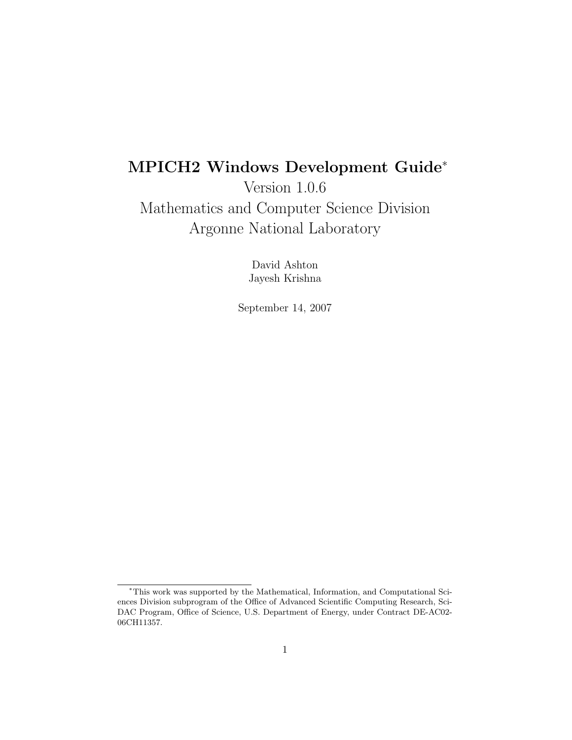# MPICH2 Windows Development Guide*

Version 1.0.6

Mathematics and Computer Science Division

Argonne National Laboratory

David Ashton

Jayesh Krishna

September 14, 2007

*This work was supported by the Mathematical, Information, and Computational Sciences Division subprogram of the Office of Advanced Scientific Computing Research, SciDAC Program, Office of Science, U.S. Department of Energy, under Contract DE-AC02-06CH11357.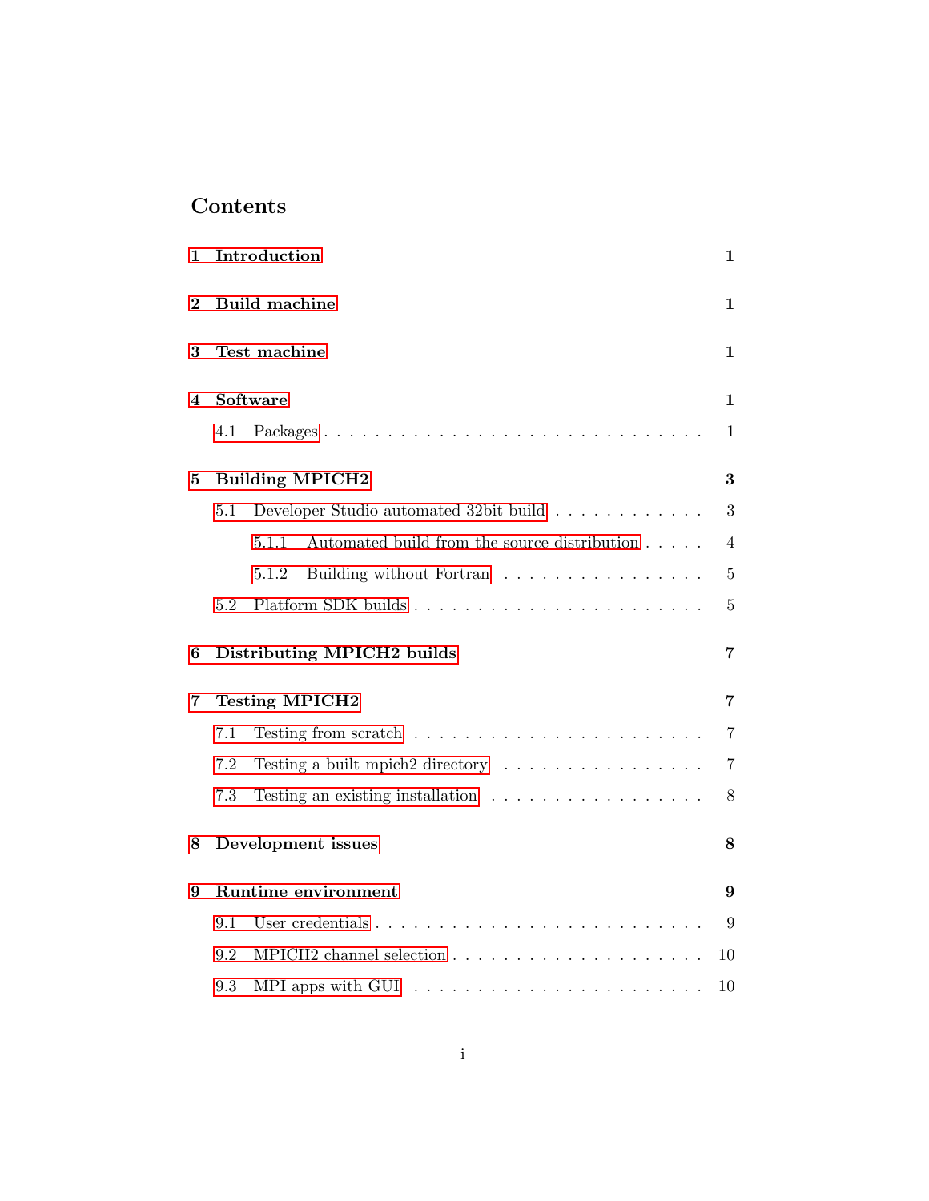# Contents

**1 Introduction** **1**

**2 Build machine** **1**

**3 Test machine** **1**

**4 Software** **1**

- 4.1 Packages . . . . . . . . . . . . . . . . . . . . . . . . . . . . . 1

**5 Building MPICH2** **3**

- 5.1 Developer Studio automated 32bit build . . . . . . . . . . . . 3
  - 5.1.1 Automated build from the source distribution . . . . . 4
  - 5.1.2 Building without Fortran . . . . . . . . . . . . . . . . . 5
- 5.2 Platform SDK builds . . . . . . . . . . . . . . . . . . . . . . . 5

**6 Distributing MPICH2 builds** **7**

**7 Testing MPICH2** **7**

- 7.1 Testing from scratch . . . . . . . . . . . . . . . . . . . . . . . 7
- 7.2 Testing a built mpich2 directory . . . . . . . . . . . . . . . . . 7
- 7.3 Testing an existing installation . . . . . . . . . . . . . . . . . . 8

**8 Development issues** **8**

**9 Runtime environment** **9**

- 9.1 User credentials . . . . . . . . . . . . . . . . . . . . . . . . . . 9
- 9.2 MPICH2 channel selection . . . . . . . . . . . . . . . . . . . . 10
- 9.3 MPI apps with GUI . . . . . . . . . . . . . . . . . . . . . . . . 10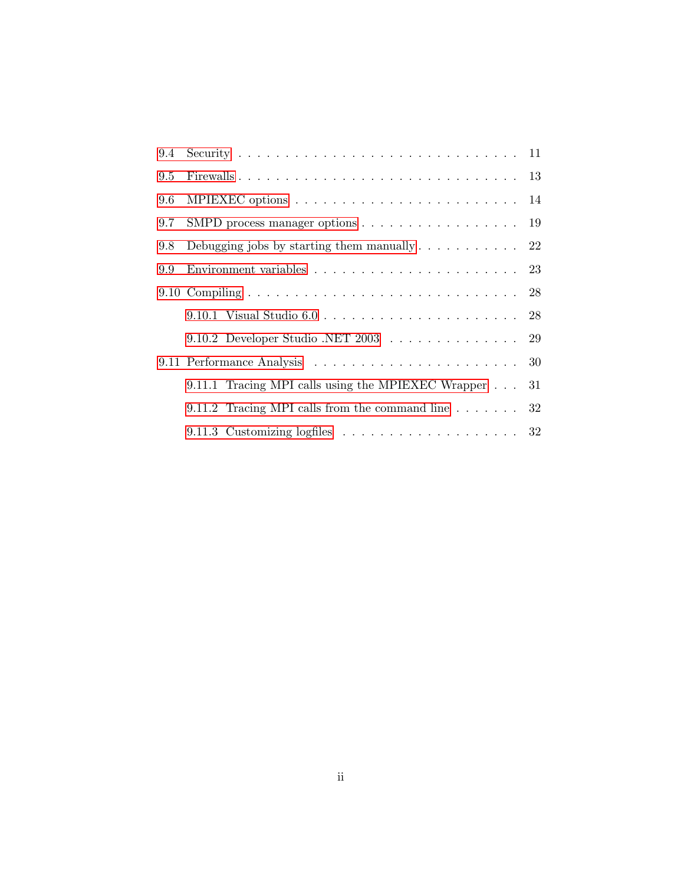- 9.4 Security . . . . . . . . . . . . . . . . . . . . . . . . . . . . . . 11
- 9.5 Firewalls . . . . . . . . . . . . . . . . . . . . . . . . . . . . . . 13
- 9.6 MPIEXEC options . . . . . . . . . . . . . . . . . . . . . . . . . 14
- 9.7 SMPD process manager options . . . . . . . . . . . . . . . . . . 19
- 9.8 Debugging jobs by starting them manually . . . . . . . . . . . . 22
- 9.9 Environment variables . . . . . . . . . . . . . . . . . . . . . . 23
- 9.10 Compiling . . . . . . . . . . . . . . . . . . . . . . . . . . . . 28
  - 9.10.1 Visual Studio 6.0 . . . . . . . . . . . . . . . . . . . . 28
  - 9.10.2 Developer Studio .NET 2003 . . . . . . . . . . . . . . . 29
- 9.11 Performance Analysis . . . . . . . . . . . . . . . . . . . . . . 30
  - 9.11.1 Tracing MPI calls using the MPIEXEC Wrapper . . . 31
  - 9.11.2 Tracing MPI calls from the command line . . . . . . . 32
  - 9.11.3 Customizing logfiles . . . . . . . . . . . . . . . . . . . 32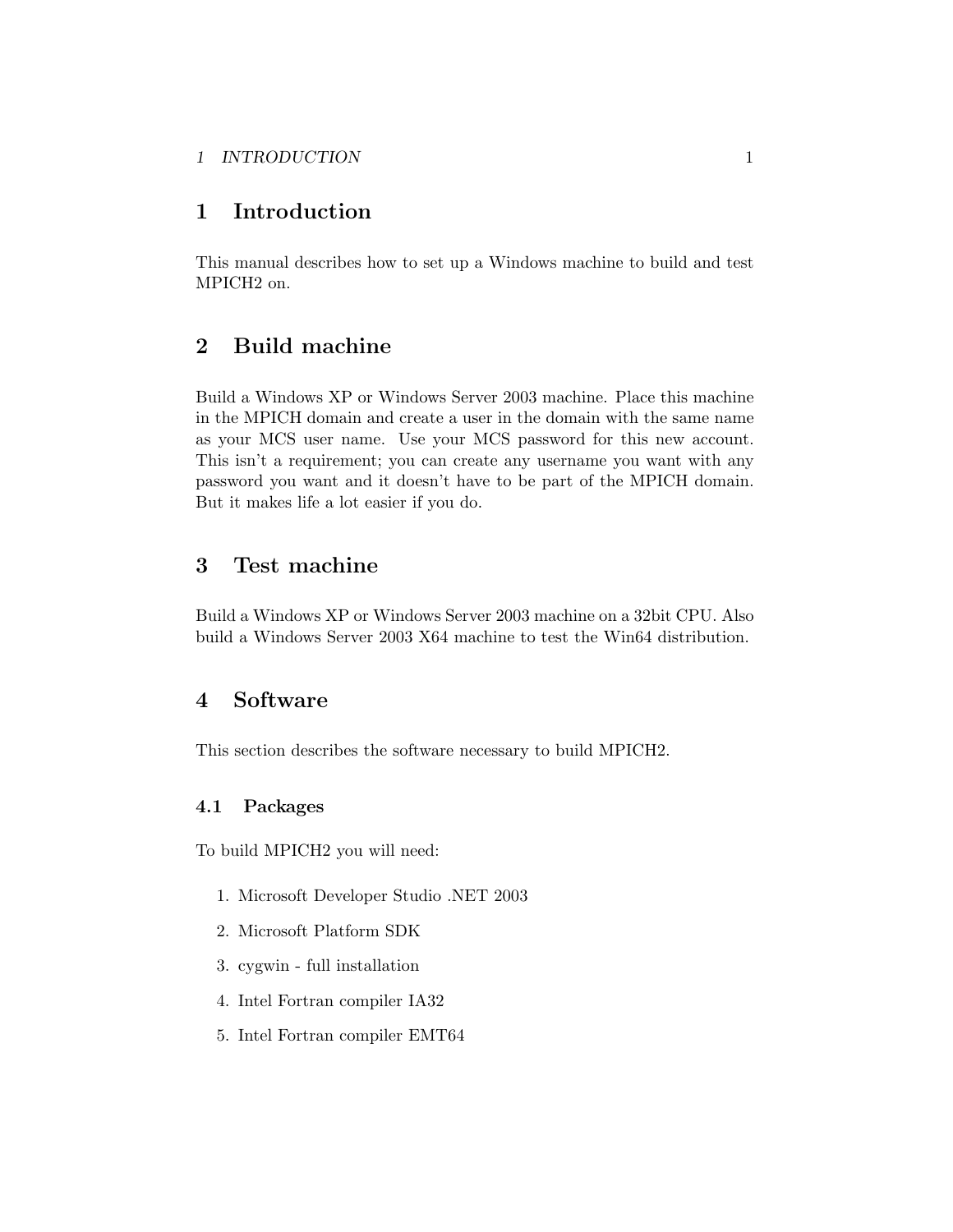# 1 Introduction

This manual describes how to set up a Windows machine to build and test MPICH2 on.

# 2 Build machine

Build a Windows XP or Windows Server 2003 machine. Place this machine in the MPICH domain and create a user in the domain with the same name as your MCS user name. Use your MCS password for this new account. This isn't a requirement; you can create any username you want with any password you want and it doesn't have to be part of the MPICH domain. But it makes life a lot easier if you do.

# 3 Test machine

Build a Windows XP or Windows Server 2003 machine on a 32bit CPU. Also build a Windows Server 2003 X64 machine to test the Win64 distribution.

# 4 Software

This section describes the software necessary to build MPICH2.

## 4.1 Packages

To build MPICH2 you will need:

1. Microsoft Developer Studio .NET 2003
2. Microsoft Platform SDK
3. cygwin - full installation
4. Intel Fortran compiler IA32
5. Intel Fortran compiler EMT64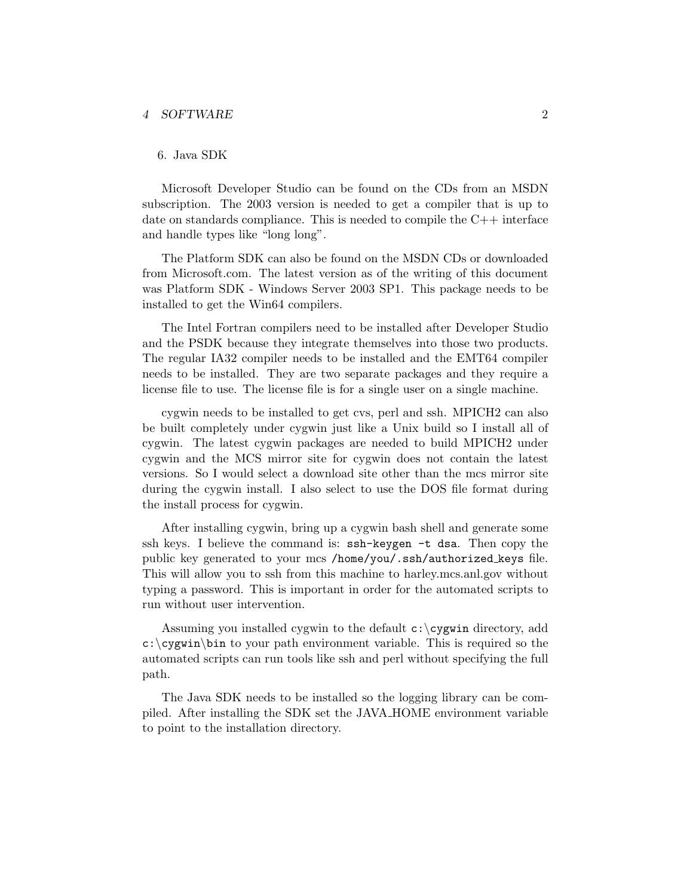6. Java SDK

Microsoft Developer Studio can be found on the CDs from an MSDN subscription. The 2003 version is needed to get a compiler that is up to date on standards compliance. This is needed to compile the C++ interface and handle types like "long long".

The Platform SDK can also be found on the MSDN CDs or downloaded from Microsoft.com. The latest version as of the writing of this document was Platform SDK - Windows Server 2003 SP1. This package needs to be installed to get the Win64 compilers.

The Intel Fortran compilers need to be installed after Developer Studio and the PSDK because they integrate themselves into those two products. The regular IA32 compiler needs to be installed and the EMT64 compiler needs to be installed. They are two separate packages and they require a license file to use. The license file is for a single user on a single machine.

cygwin needs to be installed to get cvs, perl and ssh. MPICH2 can also be built completely under cygwin just like a Unix build so I install all of cygwin. The latest cygwin packages are needed to build MPICH2 under cygwin and the MCS mirror site for cygwin does not contain the latest versions. So I would select a download site other than the mcs mirror site during the cygwin install. I also select to use the DOS file format during the install process for cygwin.

After installing cygwin, bring up a cygwin bash shell and generate some ssh keys. I believe the command is: `ssh-keygen -t dsa`. Then copy the public key generated to your mcs `/home/you/.ssh/authorized_keys` file. This will allow you to ssh from this machine to harley.mcs.anl.gov without typing a password. This is important in order for the automated scripts to run without user intervention.

Assuming you installed cygwin to the default `c:\cygwin` directory, add `c:\cygwin\bin` to your path environment variable. This is required so the automated scripts can run tools like ssh and perl without specifying the full path.

The Java SDK needs to be installed so the logging library can be compiled. After installing the SDK set the JAVA_HOME environment variable to point to the installation directory.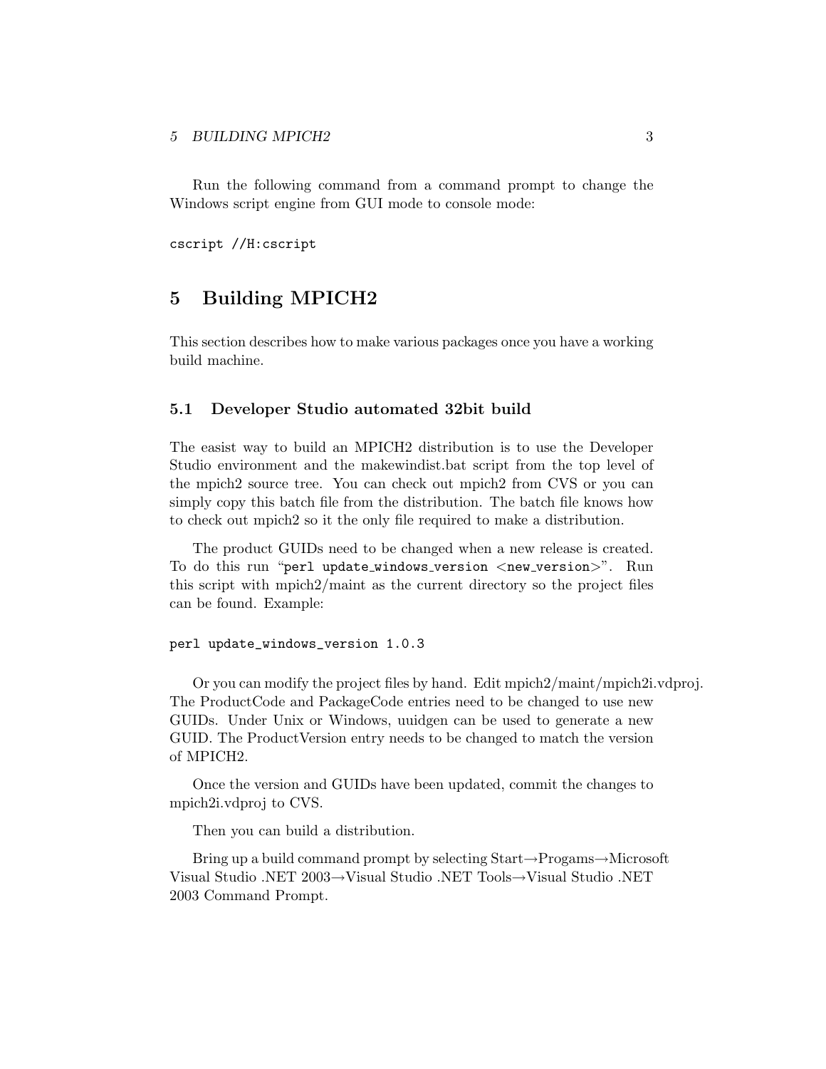Run the following command from a command prompt to change the Windows script engine from GUI mode to console mode:

```
cscript //H:cscript
```

# 5 Building MPICH2

This section describes how to make various packages once you have a working build machine.

## 5.1 Developer Studio automated 32bit build

The easist way to build an MPICH2 distribution is to use the Developer Studio environment and the makewindist.bat script from the top level of the mpich2 source tree. You can check out mpich2 from CVS or you can simply copy this batch file from the distribution. The batch file knows how to check out mpich2 so it the only file required to make a distribution.

The product GUIDs need to be changed when a new release is created. To do this run "`perl update_windows_version <new_version>`". Run this script with mpich2/maint as the current directory so the project files can be found. Example:

```
perl update_windows_version 1.0.3
```

Or you can modify the project files by hand. Edit mpich2/maint/mpich2i.vdproj. The ProductCode and PackageCode entries need to be changed to use new GUIDs. Under Unix or Windows, uuidgen can be used to generate a new GUID. The ProductVersion entry needs to be changed to match the version of MPICH2.

Once the version and GUIDs have been updated, commit the changes to mpich2i.vdproj to CVS.

Then you can build a distribution.

Bring up a build command prompt by selecting Start→Progams→Microsoft Visual Studio .NET 2003→Visual Studio .NET Tools→Visual Studio .NET 2003 Command Prompt.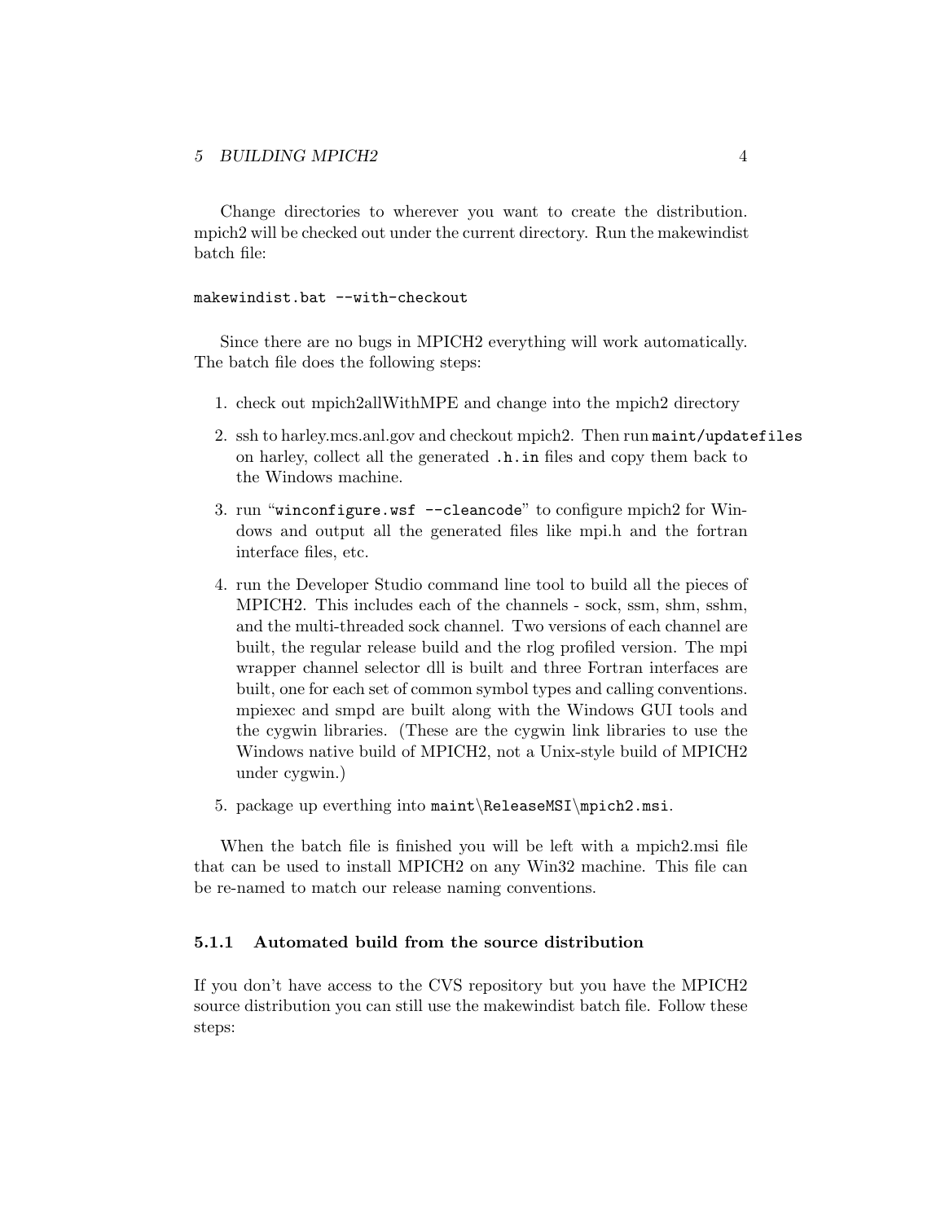Change directories to wherever you want to create the distribution. mpich2 will be checked out under the current directory. Run the makewindist batch file:

```
makewindist.bat --with-checkout
```

Since there are no bugs in MPICH2 everything will work automatically. The batch file does the following steps:

1. check out mpich2allWithMPE and change into the mpich2 directory
2. ssh to harley.mcs.anl.gov and checkout mpich2. Then run `maint/updatefiles` on harley, collect all the generated `.h.in` files and copy them back to the Windows machine.
3. run "`winconfigure.wsf --cleancode`" to configure mpich2 for Windows and output all the generated files like mpi.h and the fortran interface files, etc.
4. run the Developer Studio command line tool to build all the pieces of MPICH2. This includes each of the channels - sock, ssm, shm, sshm, and the multi-threaded sock channel. Two versions of each channel are built, the regular release build and the rlog profiled version. The mpi wrapper channel selector dll is built and three Fortran interfaces are built, one for each set of common symbol types and calling conventions. mpiexec and smpd are built along with the Windows GUI tools and the cygwin libraries. (These are the cygwin link libraries to use the Windows native build of MPICH2, not a Unix-style build of MPICH2 under cygwin.)
5. package up everthing into `maint\ReleaseMSI\mpich2.msi`.

When the batch file is finished you will be left with a mpich2.msi file that can be used to install MPICH2 on any Win32 machine. This file can be re-named to match our release naming conventions.

### 5.1.1 Automated build from the source distribution

If you don't have access to the CVS repository but you have the MPICH2 source distribution you can still use the makewindist batch file. Follow these steps: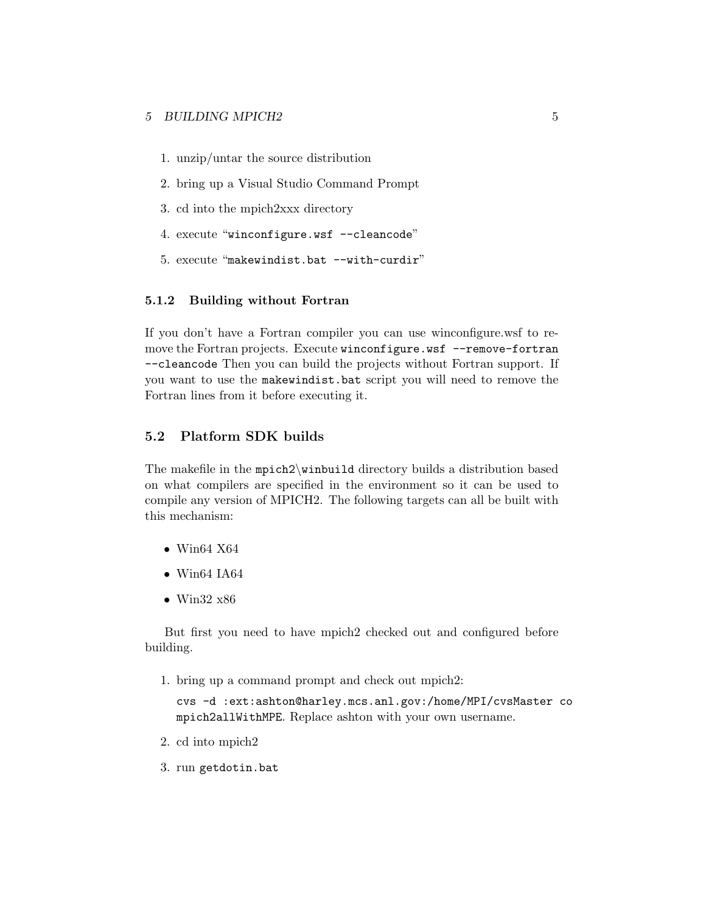1. unzip/untar the source distribution
2. bring up a Visual Studio Command Prompt
3. cd into the mpich2xxx directory
4. execute "`winconfigure.wsf --cleancode`"
5. execute "`makewindist.bat --with-curdir`"

#### 5.1.2 Building without Fortran

If you don't have a Fortran compiler you can use winconfigure.wsf to remove the Fortran projects. Execute `winconfigure.wsf --remove-fortran --cleancode` Then you can build the projects without Fortran support. If you want to use the `makewindist.bat` script you will need to remove the Fortran lines from it before executing it.

### 5.2 Platform SDK builds

The makefile in the `mpich2\winbuild` directory builds a distribution based on what compilers are specified in the environment so it can be used to compile any version of MPICH2. The following targets can all be built with this mechanism:

- Win64 X64
- Win64 IA64
- Win32 x86

But first you need to have mpich2 checked out and configured before building.

1. bring up a command prompt and check out mpich2:

   `cvs -d :ext:ashton@harley.mcs.anl.gov:/home/MPI/cvsMaster co mpich2allWithMPE`. Replace ashton with your own username.

2. cd into mpich2
3. run `getdotin.bat`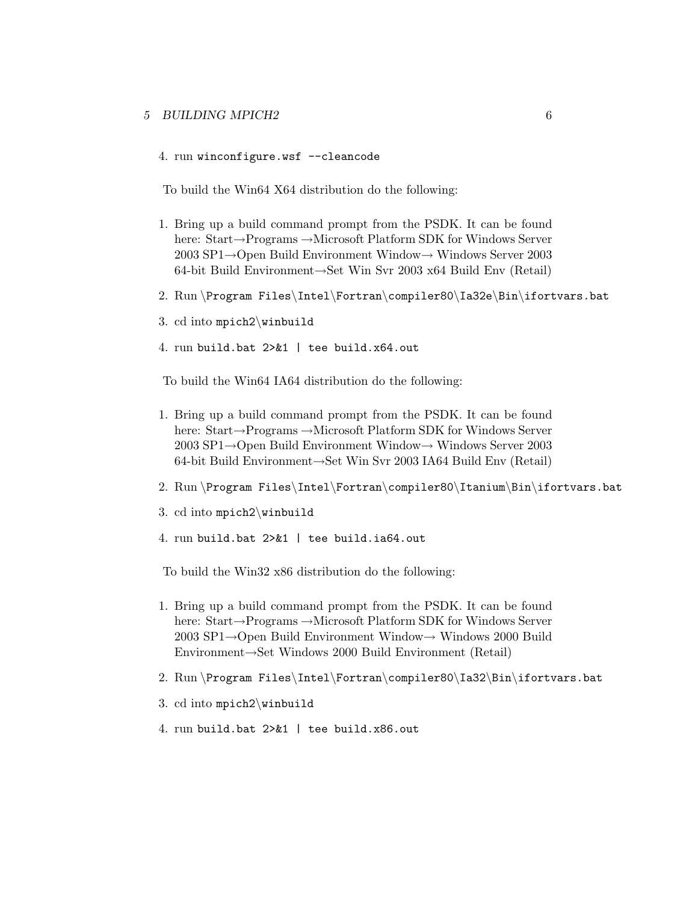4. run `winconfigure.wsf --cleancode`

To build the Win64 X64 distribution do the following:

1. Bring up a build command prompt from the PSDK. It can be found here: Start→Programs →Microsoft Platform SDK for Windows Server 2003 SP1→Open Build Environment Window→ Windows Server 2003 64-bit Build Environment→Set Win Svr 2003 x64 Build Env (Retail)
2. Run `\Program Files\Intel\Fortran\compiler80\Ia32e\Bin\ifortvars.bat`
3. cd into `mpich2\winbuild`
4. run `build.bat 2>&1 | tee build.x64.out`

To build the Win64 IA64 distribution do the following:

1. Bring up a build command prompt from the PSDK. It can be found here: Start→Programs →Microsoft Platform SDK for Windows Server 2003 SP1→Open Build Environment Window→ Windows Server 2003 64-bit Build Environment→Set Win Svr 2003 IA64 Build Env (Retail)
2. Run `\Program Files\Intel\Fortran\compiler80\Itanium\Bin\ifortvars.bat`
3. cd into `mpich2\winbuild`
4. run `build.bat 2>&1 | tee build.ia64.out`

To build the Win32 x86 distribution do the following:

1. Bring up a build command prompt from the PSDK. It can be found here: Start→Programs →Microsoft Platform SDK for Windows Server 2003 SP1→Open Build Environment Window→ Windows 2000 Build Environment→Set Windows 2000 Build Environment (Retail)
2. Run `\Program Files\Intel\Fortran\compiler80\Ia32\Bin\ifortvars.bat`
3. cd into `mpich2\winbuild`
4. run `build.bat 2>&1 | tee build.x86.out`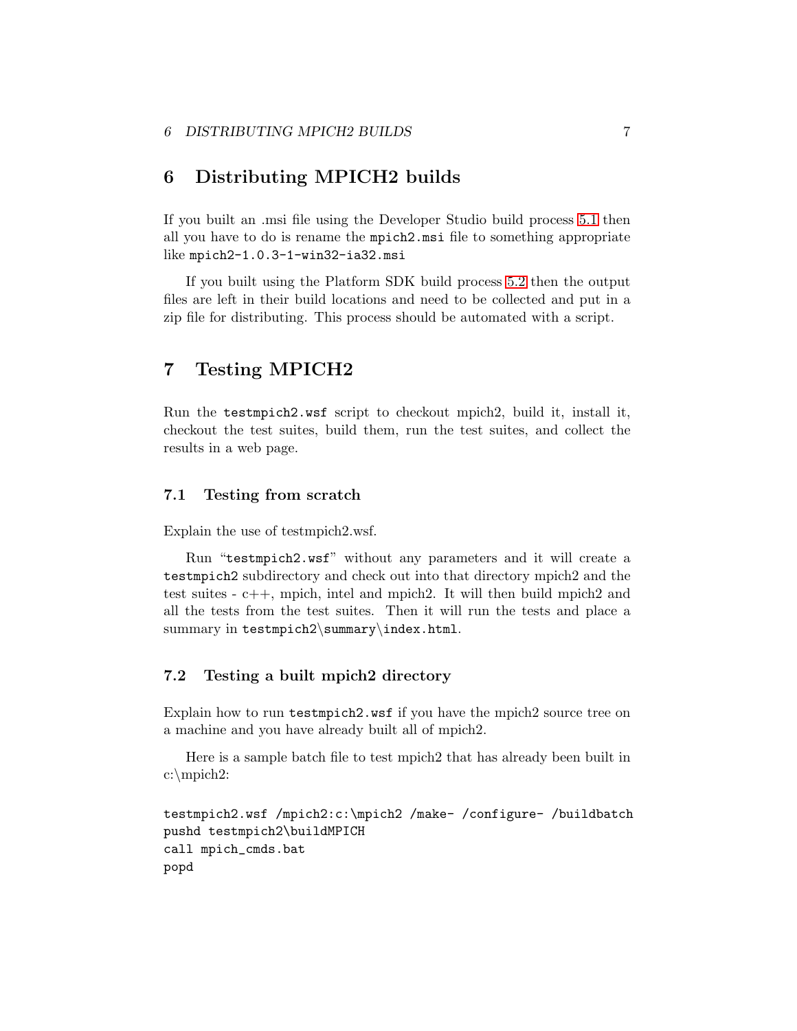# 6 Distributing MPICH2 builds

If you built an .msi file using the Developer Studio build process 5.1 then all you have to do is rename the `mpich2.msi` file to something appropriate like `mpich2-1.0.3-1-win32-ia32.msi`

If you built using the Platform SDK build process 5.2 then the output files are left in their build locations and need to be collected and put in a zip file for distributing. This process should be automated with a script.

# 7 Testing MPICH2

Run the `testmpich2.wsf` script to checkout mpich2, build it, install it, checkout the test suites, build them, run the test suites, and collect the results in a web page.

## 7.1 Testing from scratch

Explain the use of testmpich2.wsf.

Run "`testmpich2.wsf`" without any parameters and it will create a `testmpich2` subdirectory and check out into that directory mpich2 and the test suites - c++, mpich, intel and mpich2. It will then build mpich2 and all the tests from the test suites. Then it will run the tests and place a summary in `testmpich2\summary\index.html`.

## 7.2 Testing a built mpich2 directory

Explain how to run `testmpich2.wsf` if you have the mpich2 source tree on a machine and you have already built all of mpich2.

Here is a sample batch file to test mpich2 that has already been built in c:\mpich2:

```
testmpich2.wsf /mpich2:c:\mpich2 /make- /configure- /buildbatch
pushd testmpich2\buildMPICH
call mpich_cmds.bat
popd
```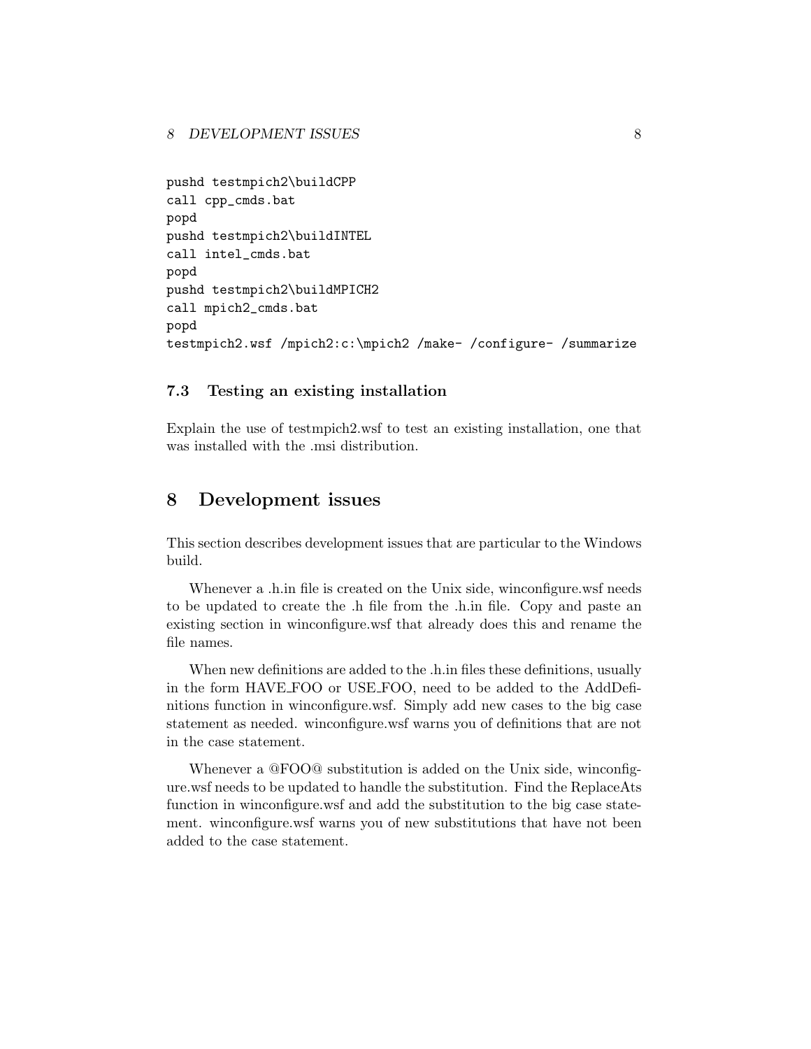```
pushd testmpich2\buildCPP
call cpp_cmds.bat
popd
pushd testmpich2\buildINTEL
call intel_cmds.bat
popd
pushd testmpich2\buildMPICH2
call mpich2_cmds.bat
popd
testmpich2.wsf /mpich2:c:\mpich2 /make- /configure- /summarize
```

### 7.3 Testing an existing installation

Explain the use of testmpich2.wsf to test an existing installation, one that was installed with the .msi distribution.

## 8 Development issues

This section describes development issues that are particular to the Windows build.

Whenever a .h.in file is created on the Unix side, winconfigure.wsf needs to be updated to create the .h file from the .h.in file. Copy and paste an existing section in winconfigure.wsf that already does this and rename the file names.

When new definitions are added to the .h.in files these definitions, usually in the form HAVE_FOO or USE_FOO, need to be added to the AddDefinitions function in winconfigure.wsf. Simply add new cases to the big case statement as needed. winconfigure.wsf warns you of definitions that are not in the case statement.

Whenever a @FOO@ substitution is added on the Unix side, winconfigure.wsf needs to be updated to handle the substitution. Find the ReplaceAts function in winconfigure.wsf and add the substitution to the big case statement. winconfigure.wsf warns you of new substitutions that have not been added to the case statement.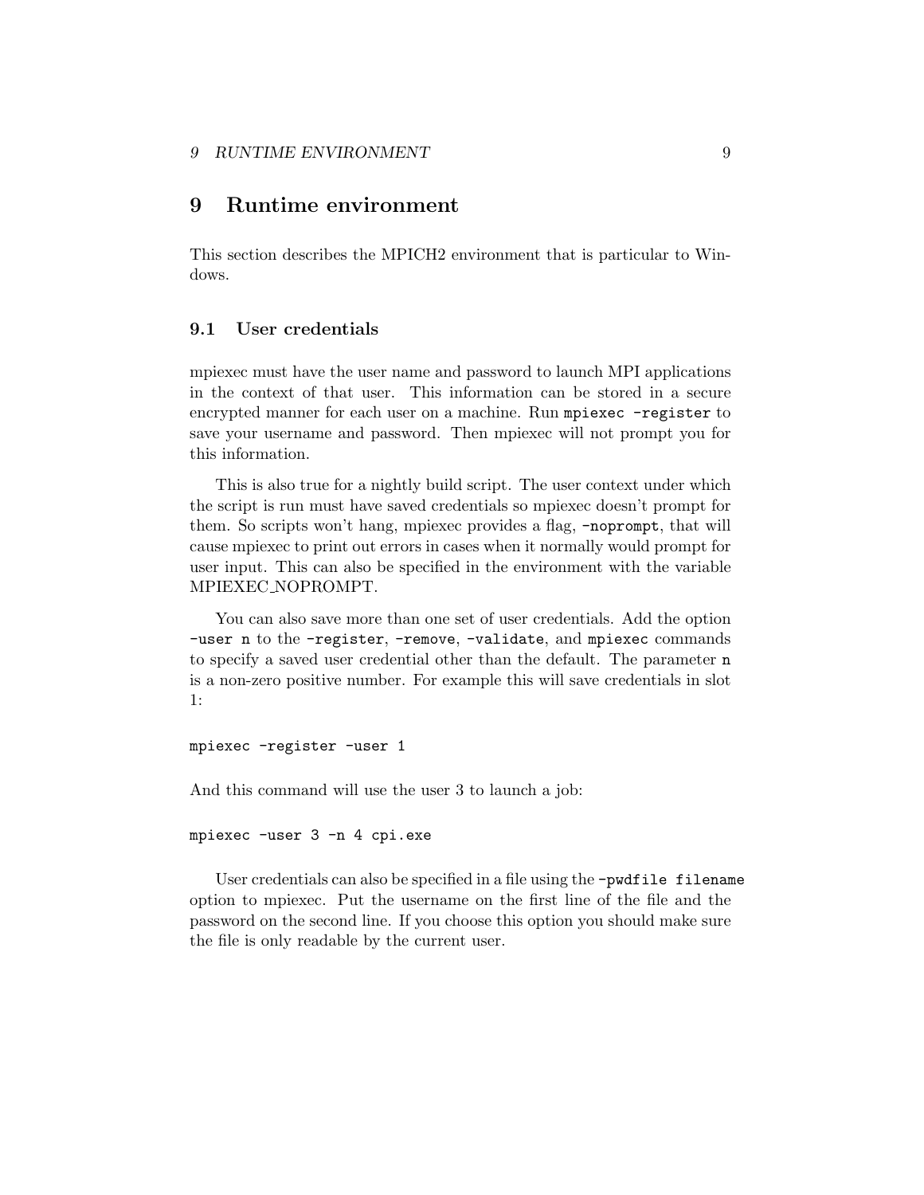# 9 Runtime environment

This section describes the MPICH2 environment that is particular to Windows.

## 9.1 User credentials

mpiexec must have the user name and password to launch MPI applications in the context of that user. This information can be stored in a secure encrypted manner for each user on a machine. Run `mpiexec -register` to save your username and password. Then mpiexec will not prompt you for this information.

This is also true for a nightly build script. The user context under which the script is run must have saved credentials so mpiexec doesn't prompt for them. So scripts won't hang, mpiexec provides a flag, `-noprompt`, that will cause mpiexec to print out errors in cases when it normally would prompt for user input. This can also be specified in the environment with the variable MPIEXEC_NOPROMPT.

You can also save more than one set of user credentials. Add the option `-user n` to the `-register`, `-remove`, `-validate`, and `mpiexec` commands to specify a saved user credential other than the default. The parameter `n` is a non-zero positive number. For example this will save credentials in slot 1:

```
mpiexec -register -user 1
```

And this command will use the user 3 to launch a job:

```
mpiexec -user 3 -n 4 cpi.exe
```

User credentials can also be specified in a file using the `-pwdfile filename` option to mpiexec. Put the username on the first line of the file and the password on the second line. If you choose this option you should make sure the file is only readable by the current user.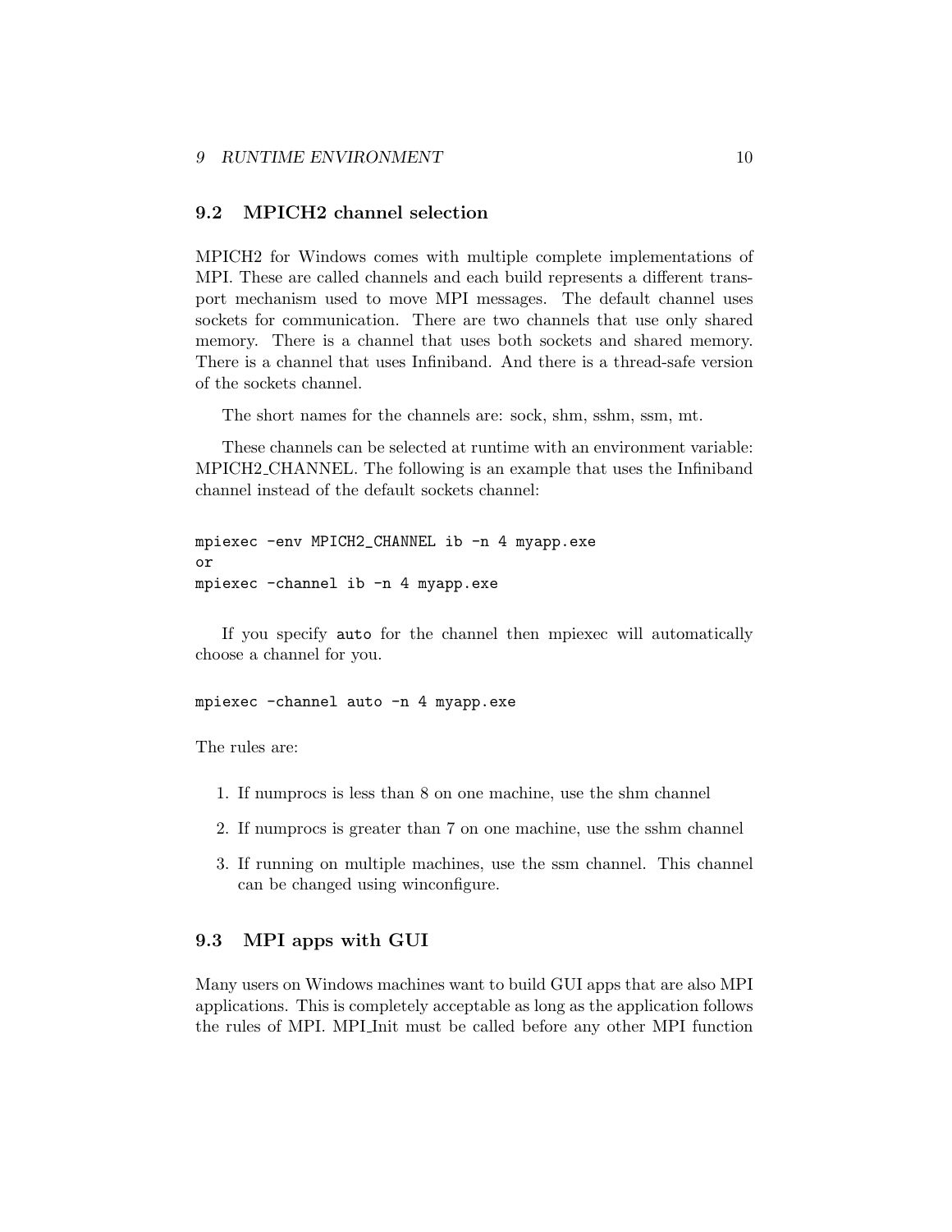## 9.2 MPICH2 channel selection

MPICH2 for Windows comes with multiple complete implementations of MPI. These are called channels and each build represents a different transport mechanism used to move MPI messages. The default channel uses sockets for communication. There are two channels that use only shared memory. There is a channel that uses both sockets and shared memory. There is a channel that uses Infiniband. And there is a thread-safe version of the sockets channel.

The short names for the channels are: sock, shm, sshm, ssm, mt.

These channels can be selected at runtime with an environment variable: MPICH2_CHANNEL. The following is an example that uses the Infiniband channel instead of the default sockets channel:

```
mpiexec -env MPICH2_CHANNEL ib -n 4 myapp.exe
or
mpiexec -channel ib -n 4 myapp.exe
```

If you specify `auto` for the channel then mpiexec will automatically choose a channel for you.

```
mpiexec -channel auto -n 4 myapp.exe
```

The rules are:

1. If numprocs is less than 8 on one machine, use the shm channel
2. If numprocs is greater than 7 on one machine, use the sshm channel
3. If running on multiple machines, use the ssm channel. This channel can be changed using winconfigure.

## 9.3 MPI apps with GUI

Many users on Windows machines want to build GUI apps that are also MPI applications. This is completely acceptable as long as the application follows the rules of MPI. MPI_Init must be called before any other MPI function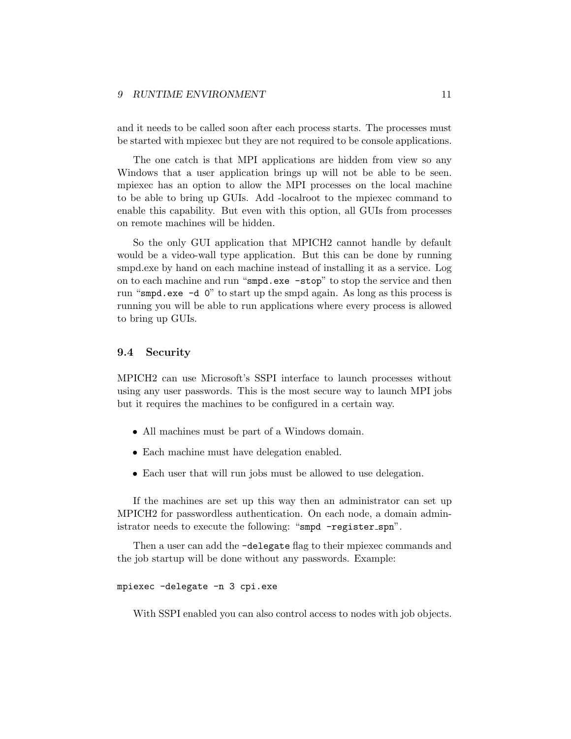and it needs to be called soon after each process starts. The processes must be started with mpiexec but they are not required to be console applications.

The one catch is that MPI applications are hidden from view so any Windows that a user application brings up will not be able to be seen. mpiexec has an option to allow the MPI processes on the local machine to be able to bring up GUIs. Add -localroot to the mpiexec command to enable this capability. But even with this option, all GUIs from processes on remote machines will be hidden.

So the only GUI application that MPICH2 cannot handle by default would be a video-wall type application. But this can be done by running smpd.exe by hand on each machine instead of installing it as a service. Log on to each machine and run "`smpd.exe -stop`" to stop the service and then run "`smpd.exe -d 0`" to start up the smpd again. As long as this process is running you will be able to run applications where every process is allowed to bring up GUIs.

## 9.4 Security

MPICH2 can use Microsoft's SSPI interface to launch processes without using any user passwords. This is the most secure way to launch MPI jobs but it requires the machines to be configured in a certain way.

- All machines must be part of a Windows domain.
- Each machine must have delegation enabled.
- Each user that will run jobs must be allowed to use delegation.

If the machines are set up this way then an administrator can set up MPICH2 for passwordless authentication. On each node, a domain administrator needs to execute the following: "`smpd -register_spn`".

Then a user can add the `-delegate` flag to their mpiexec commands and the job startup will be done without any passwords. Example:

```
mpiexec -delegate -n 3 cpi.exe
```

With SSPI enabled you can also control access to nodes with job objects.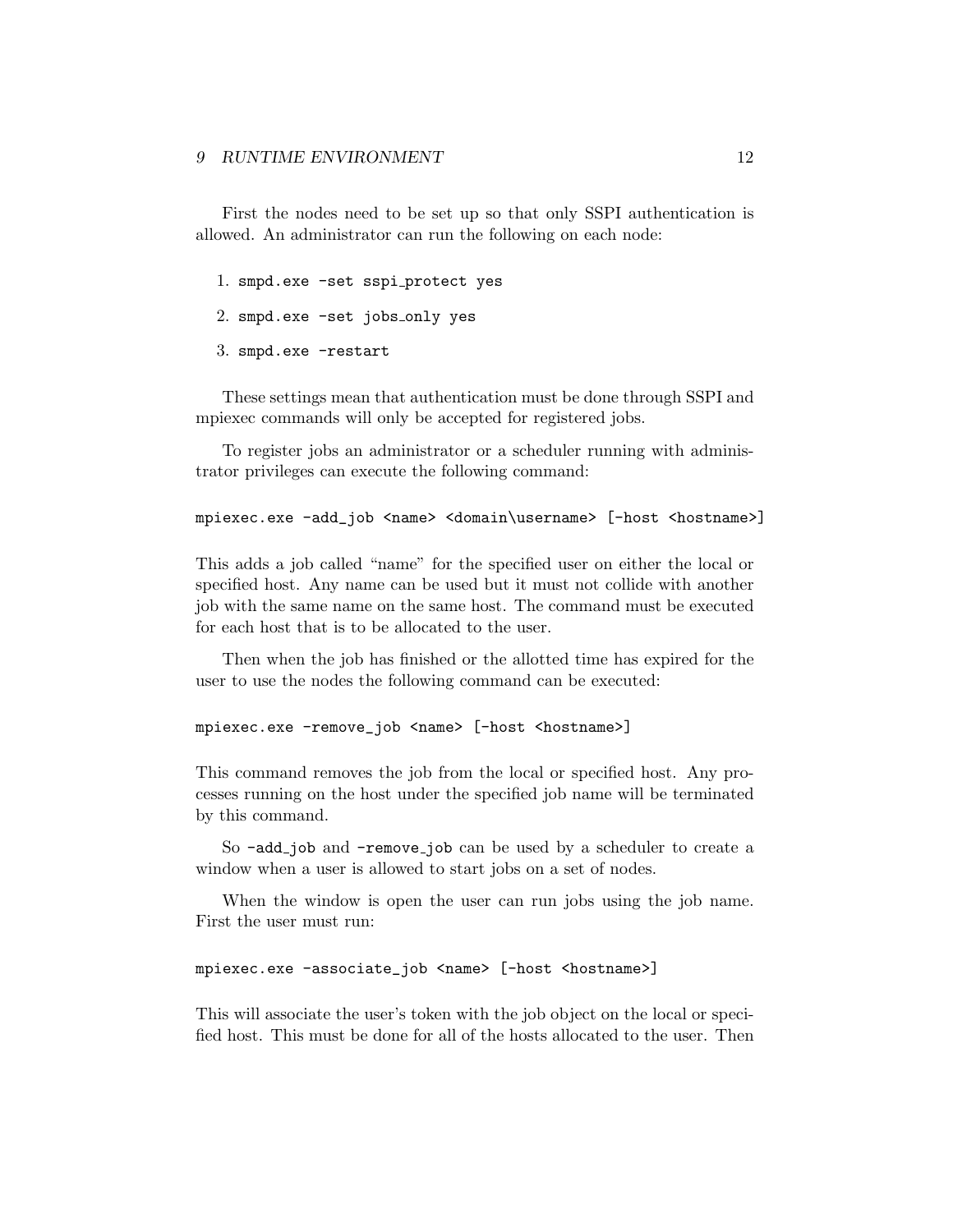First the nodes need to be set up so that only SSPI authentication is allowed. An administrator can run the following on each node:

1. `smpd.exe -set sspi_protect yes`
2. `smpd.exe -set jobs_only yes`
3. `smpd.exe -restart`

These settings mean that authentication must be done through SSPI and mpiexec commands will only be accepted for registered jobs.

To register jobs an administrator or a scheduler running with administrator privileges can execute the following command:

```
mpiexec.exe -add_job <name> <domain\username> [-host <hostname>]
```

This adds a job called "name" for the specified user on either the local or specified host. Any name can be used but it must not collide with another job with the same name on the same host. The command must be executed for each host that is to be allocated to the user.

Then when the job has finished or the allotted time has expired for the user to use the nodes the following command can be executed:

```
mpiexec.exe -remove_job <name> [-host <hostname>]
```

This command removes the job from the local or specified host. Any processes running on the host under the specified job name will be terminated by this command.

So `-add_job` and `-remove_job` can be used by a scheduler to create a window when a user is allowed to start jobs on a set of nodes.

When the window is open the user can run jobs using the job name. First the user must run:

```
mpiexec.exe -associate_job <name> [-host <hostname>]
```

This will associate the user's token with the job object on the local or specified host. This must be done for all of the hosts allocated to the user. Then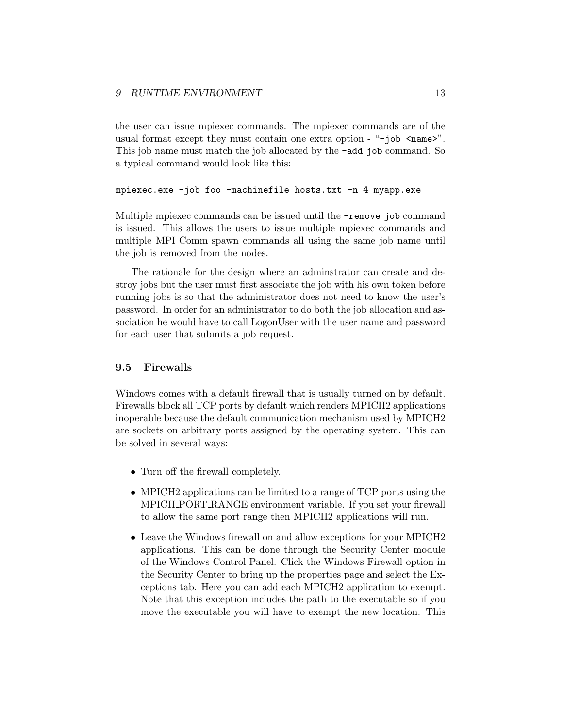the user can issue mpiexec commands. The mpiexec commands are of the usual format except they must contain one extra option - "`-job <name>`". This job name must match the job allocated by the `-add_job` command. So a typical command would look like this:

```
mpiexec.exe -job foo -machinefile hosts.txt -n 4 myapp.exe
```

Multiple mpiexec commands can be issued until the `-remove_job` command is issued. This allows the users to issue multiple mpiexec commands and multiple MPI_Comm_spawn commands all using the same job name until the job is removed from the nodes.

The rationale for the design where an adminstrator can create and destroy jobs but the user must first associate the job with his own token before running jobs is so that the administrator does not need to know the user's password. In order for an administrator to do both the job allocation and association he would have to call LogonUser with the user name and password for each user that submits a job request.

### 9.5 Firewalls

Windows comes with a default firewall that is usually turned on by default. Firewalls block all TCP ports by default which renders MPICH2 applications inoperable because the default communication mechanism used by MPICH2 are sockets on arbitrary ports assigned by the operating system. This can be solved in several ways:

- Turn off the firewall completely.
- MPICH2 applications can be limited to a range of TCP ports using the MPICH_PORT_RANGE environment variable. If you set your firewall to allow the same port range then MPICH2 applications will run.
- Leave the Windows firewall on and allow exceptions for your MPICH2 applications. This can be done through the Security Center module of the Windows Control Panel. Click the Windows Firewall option in the Security Center to bring up the properties page and select the Exceptions tab. Here you can add each MPICH2 application to exempt. Note that this exception includes the path to the executable so if you move the executable you will have to exempt the new location. This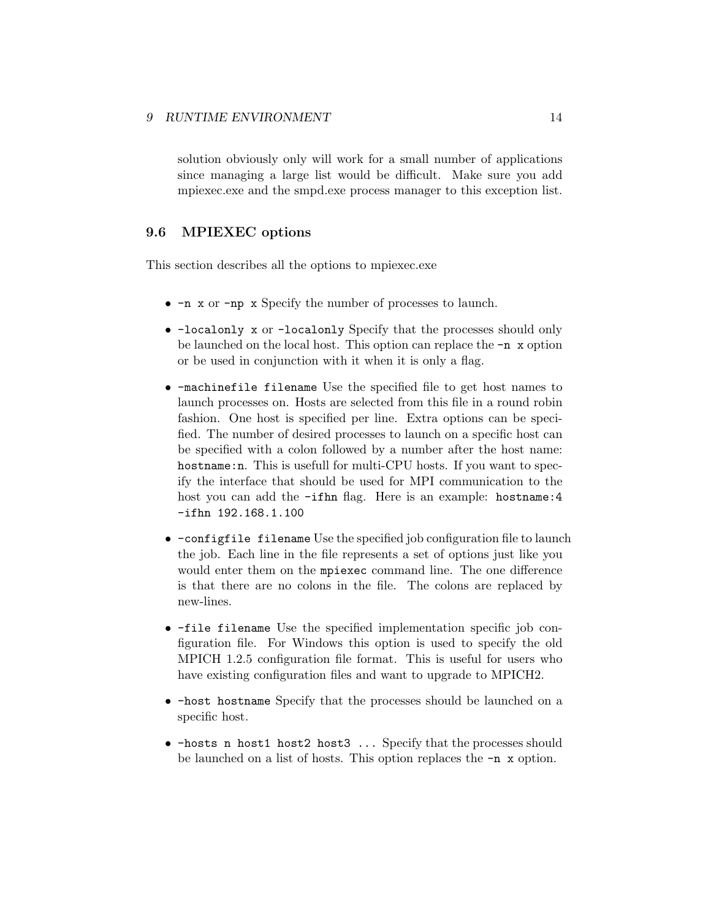solution obviously only will work for a small number of applications since managing a large list would be difficult. Make sure you add mpiexec.exe and the smpd.exe process manager to this exception list.

### 9.6 MPIEXEC options

This section describes all the options to mpiexec.exe

- `-n x` or `-np x` Specify the number of processes to launch.
- `-localonly x` or `-localonly` Specify that the processes should only be launched on the local host. This option can replace the `-n x` option or be used in conjunction with it when it is only a flag.
- `-machinefile filename` Use the specified file to get host names to launch processes on. Hosts are selected from this file in a round robin fashion. One host is specified per line. Extra options can be specified. The number of desired processes to launch on a specific host can be specified with a colon followed by a number after the host name: `hostname:n`. This is usefull for multi-CPU hosts. If you want to specify the interface that should be used for MPI communication to the host you can add the `-ifhn` flag. Here is an example: `hostname:4 -ifhn 192.168.1.100`
- `-configfile filename` Use the specified job configuration file to launch the job. Each line in the file represents a set of options just like you would enter them on the `mpiexec` command line. The one difference is that there are no colons in the file. The colons are replaced by new-lines.
- `-file filename` Use the specified implementation specific job configuration file. For Windows this option is used to specify the old MPICH 1.2.5 configuration file format. This is useful for users who have existing configuration files and want to upgrade to MPICH2.
- `-host hostname` Specify that the processes should be launched on a specific host.
- `-hosts n host1 host2 host3 ...` Specify that the processes should be launched on a list of hosts. This option replaces the `-n x` option.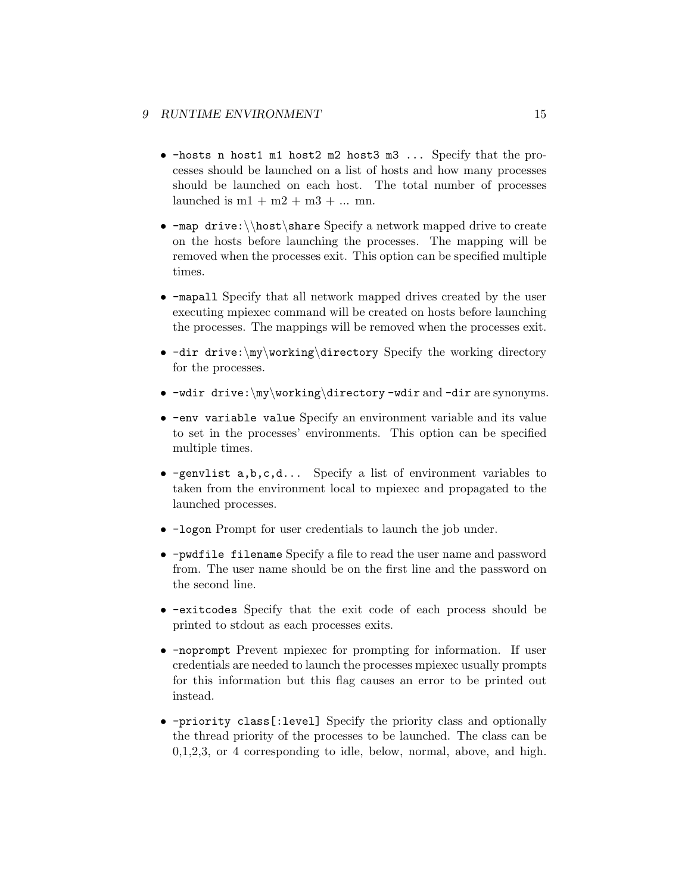- `-hosts n host1 m1 host2 m2 host3 m3 ...` Specify that the processes should be launched on a list of hosts and how many processes should be launched on each host. The total number of processes launched is m1 + m2 + m3 + ... mn.

- `-map drive:\\host\share` Specify a network mapped drive to create on the hosts before launching the processes. The mapping will be removed when the processes exit. This option can be specified multiple times.

- `-mapall` Specify that all network mapped drives created by the user executing mpiexec command will be created on hosts before launching the processes. The mappings will be removed when the processes exit.

- `-dir drive:\my\working\directory` Specify the working directory for the processes.

- `-wdir drive:\my\working\directory` `-wdir` and `-dir` are synonyms.

- `-env variable value` Specify an environment variable and its value to set in the processes' environments. This option can be specified multiple times.

- `-genvlist a,b,c,d...` Specify a list of environment variables to taken from the environment local to mpiexec and propagated to the launched processes.

- `-logon` Prompt for user credentials to launch the job under.

- `-pwdfile filename` Specify a file to read the user name and password from. The user name should be on the first line and the password on the second line.

- `-exitcodes` Specify that the exit code of each process should be printed to stdout as each processes exits.

- `-noprompt` Prevent mpiexec for prompting for information. If user credentials are needed to launch the processes mpiexec usually prompts for this information but this flag causes an error to be printed out instead.

- `-priority class[:level]` Specify the priority class and optionally the thread priority of the processes to be launched. The class can be 0,1,2,3, or 4 corresponding to idle, below, normal, above, and high.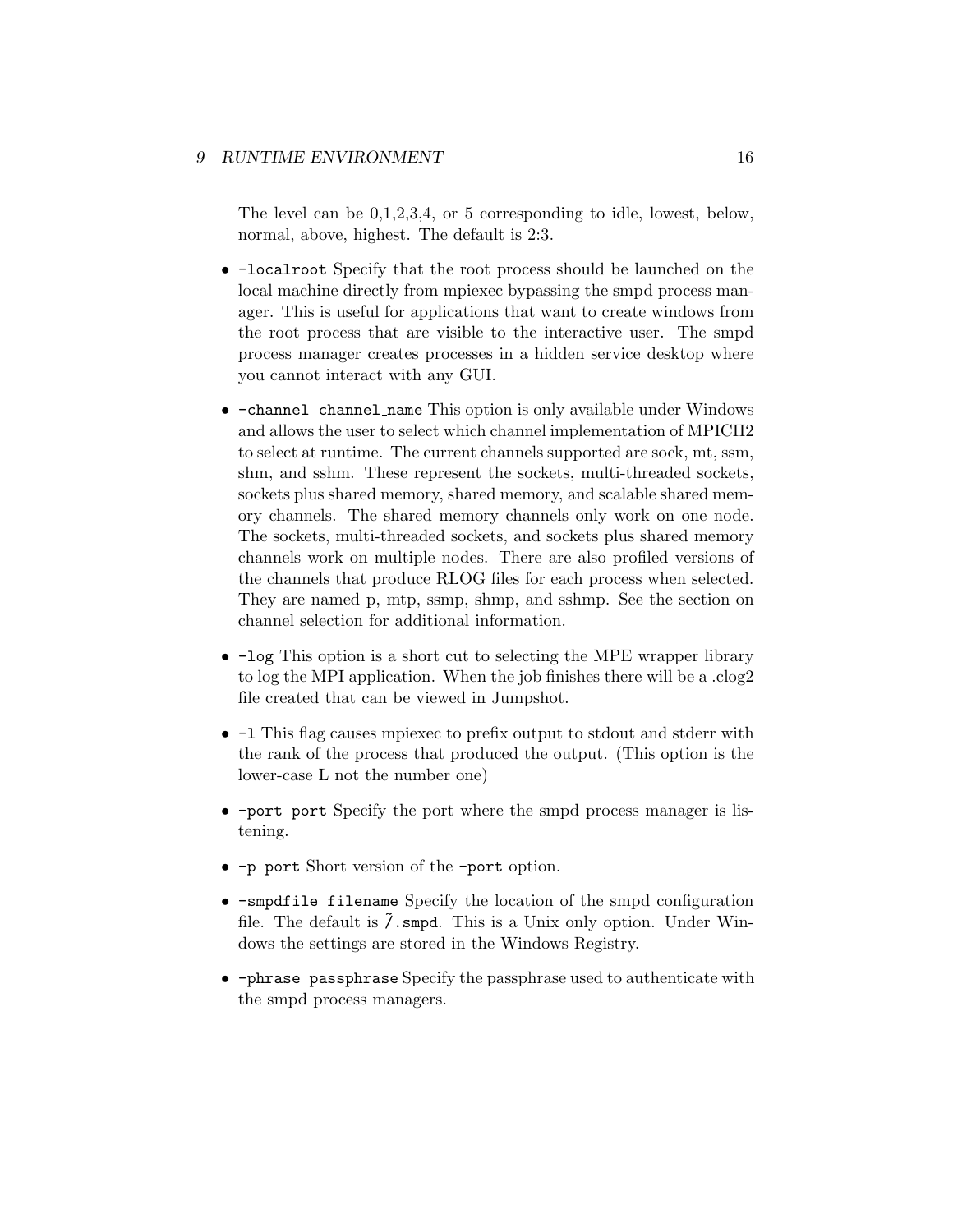The level can be 0,1,2,3,4, or 5 corresponding to idle, lowest, below, normal, above, highest. The default is 2:3.

- `-localroot` Specify that the root process should be launched on the local machine directly from mpiexec bypassing the smpd process manager. This is useful for applications that want to create windows from the root process that are visible to the interactive user. The smpd process manager creates processes in a hidden service desktop where you cannot interact with any GUI.

- `-channel channel_name` This option is only available under Windows and allows the user to select which channel implementation of MPICH2 to select at runtime. The current channels supported are sock, mt, ssm, shm, and sshm. These represent the sockets, multi-threaded sockets, sockets plus shared memory, shared memory, and scalable shared memory channels. The shared memory channels only work on one node. The sockets, multi-threaded sockets, and sockets plus shared memory channels work on multiple nodes. There are also profiled versions of the channels that produce RLOG files for each process when selected. They are named p, mtp, ssmp, shmp, and sshmp. See the section on channel selection for additional information.

- `-log` This option is a short cut to selecting the MPE wrapper library to log the MPI application. When the job finishes there will be a .clog2 file created that can be viewed in Jumpshot.

- `-l` This flag causes mpiexec to prefix output to stdout and stderr with the rank of the process that produced the output. (This option is the lower-case L not the number one)

- `-port port` Specify the port where the smpd process manager is listening.

- `-p port` Short version of the `-port` option.

- `-smpdfile filename` Specify the location of the smpd configuration file. The default is `~/.smpd`. This is a Unix only option. Under Windows the settings are stored in the Windows Registry.

- `-phrase passphrase` Specify the passphrase used to authenticate with the smpd process managers.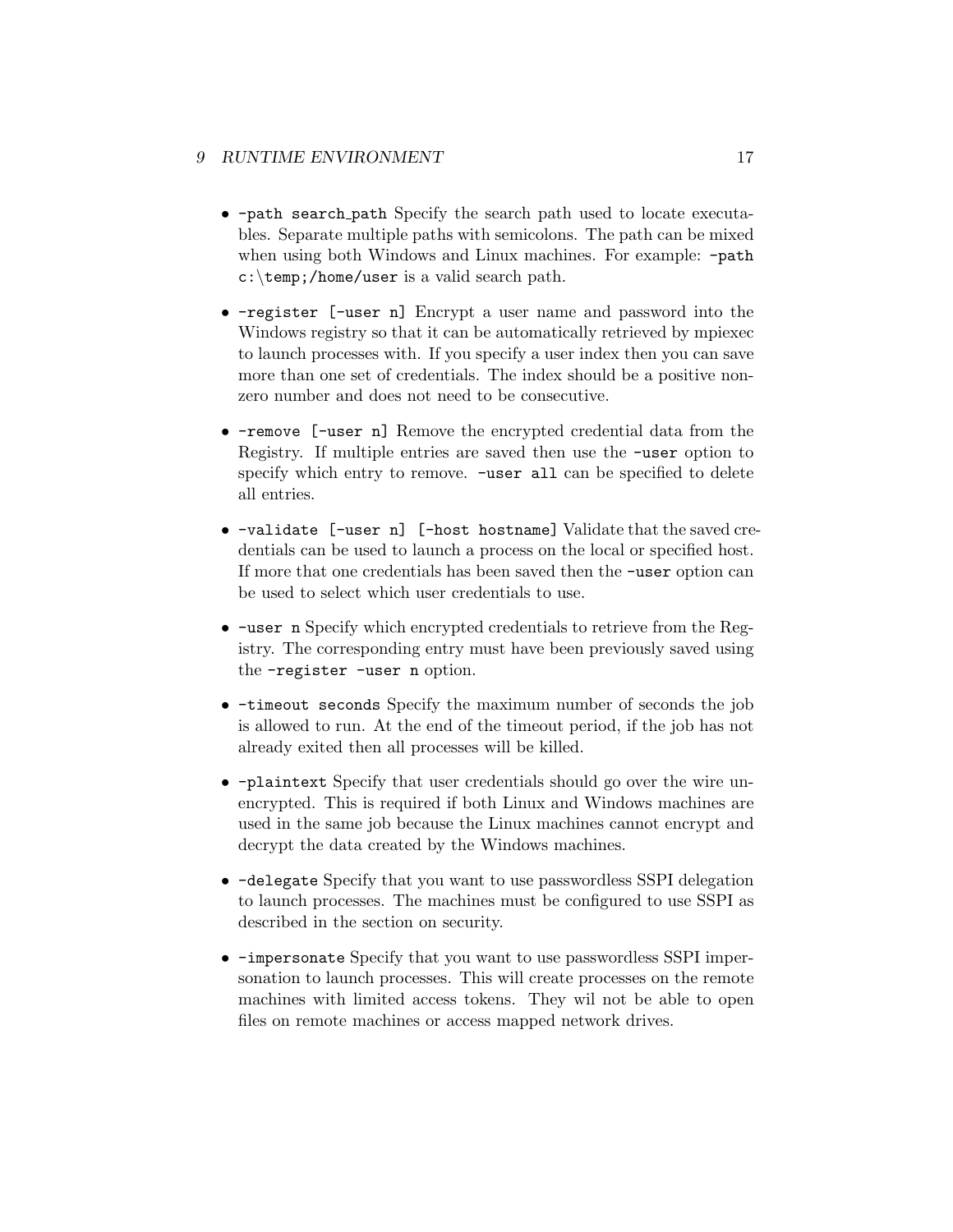- `-path search_path` Specify the search path used to locate executables. Separate multiple paths with semicolons. The path can be mixed when using both Windows and Linux machines. For example: `-path c:\temp;/home/user` is a valid search path.

- `-register [-user n]` Encrypt a user name and password into the Windows registry so that it can be automatically retrieved by mpiexec to launch processes with. If you specify a user index then you can save more than one set of credentials. The index should be a positive non-zero number and does not need to be consecutive.

- `-remove [-user n]` Remove the encrypted credential data from the Registry. If multiple entries are saved then use the `-user` option to specify which entry to remove. `-user all` can be specified to delete all entries.

- `-validate [-user n] [-host hostname]` Validate that the saved credentials can be used to launch a process on the local or specified host. If more that one credentials has been saved then the `-user` option can be used to select which user credentials to use.

- `-user n` Specify which encrypted credentials to retrieve from the Registry. The corresponding entry must have been previously saved using the `-register -user n` option.

- `-timeout seconds` Specify the maximum number of seconds the job is allowed to run. At the end of the timeout period, if the job has not already exited then all processes will be killed.

- `-plaintext` Specify that user credentials should go over the wire unencrypted. This is required if both Linux and Windows machines are used in the same job because the Linux machines cannot encrypt and decrypt the data created by the Windows machines.

- `-delegate` Specify that you want to use passwordless SSPI delegation to launch processes. The machines must be configured to use SSPI as described in the section on security.

- `-impersonate` Specify that you want to use passwordless SSPI impersonation to launch processes. This will create processes on the remote machines with limited access tokens. They wil not be able to open files on remote machines or access mapped network drives.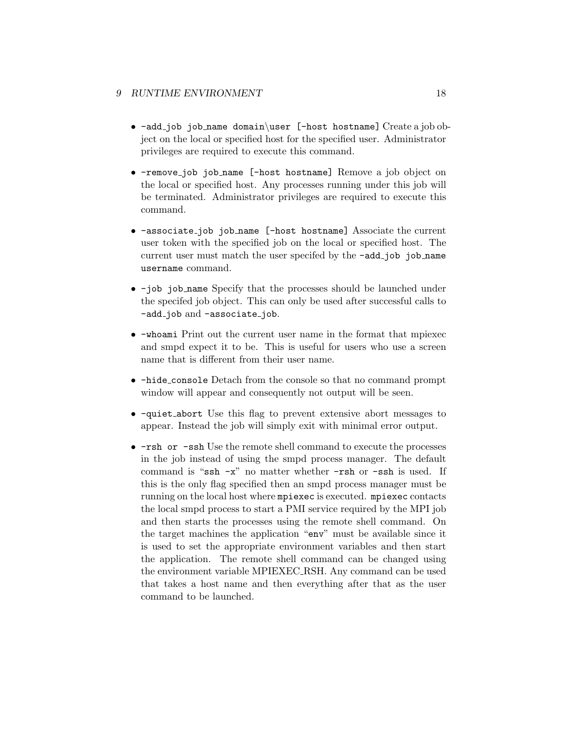- `-add_job job_name domain\user [-host hostname]` Create a job object on the local or specified host for the specified user. Administrator privileges are required to execute this command.

- `-remove_job job_name [-host hostname]` Remove a job object on the local or specified host. Any processes running under this job will be terminated. Administrator privileges are required to execute this command.

- `-associate_job job_name [-host hostname]` Associate the current user token with the specified job on the local or specified host. The current user must match the user specifed by the `-add_job job_name username` command.

- `-job job_name` Specify that the processes should be launched under the specifed job object. This can only be used after successful calls to `-add_job` and `-associate_job`.

- `-whoami` Print out the current user name in the format that mpiexec and smpd expect it to be. This is useful for users who use a screen name that is different from their user name.

- `-hide_console` Detach from the console so that no command prompt window will appear and consequently not output will be seen.

- `-quiet_abort` Use this flag to prevent extensive abort messages to appear. Instead the job will simply exit with minimal error output.

- `-rsh or -ssh` Use the remote shell command to execute the processes in the job instead of using the smpd process manager. The default command is "`ssh -x`" no matter whether `-rsh` or `-ssh` is used. If this is the only flag specified then an smpd process manager must be running on the local host where `mpiexec` is executed. `mpiexec` contacts the local smpd process to start a PMI service required by the MPI job and then starts the processes using the remote shell command. On the target machines the application "`env`" must be available since it is used to set the appropriate environment variables and then start the application. The remote shell command can be changed using the environment variable MPIEXEC_RSH. Any command can be used that takes a host name and then everything after that as the user command to be launched.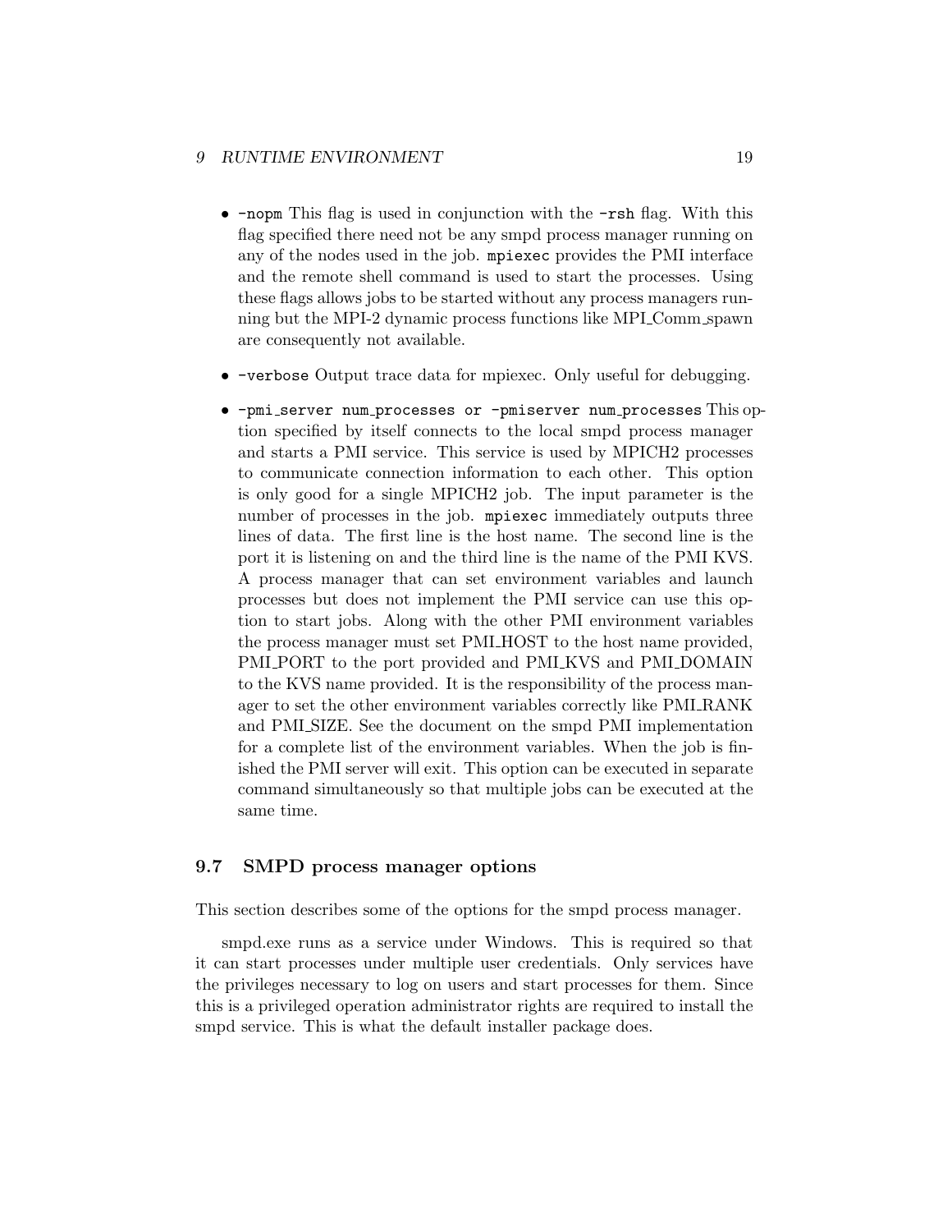- `-nopm` This flag is used in conjunction with the `-rsh` flag. With this flag specified there need not be any smpd process manager running on any of the nodes used in the job. `mpiexec` provides the PMI interface and the remote shell command is used to start the processes. Using these flags allows jobs to be started without any process managers running but the MPI-2 dynamic process functions like MPI_Comm_spawn are consequently not available.

- `-verbose` Output trace data for mpiexec. Only useful for debugging.

- `-pmi_server num_processes or -pmiserver num_processes` This option specified by itself connects to the local smpd process manager and starts a PMI service. This service is used by MPICH2 processes to communicate connection information to each other. This option is only good for a single MPICH2 job. The input parameter is the number of processes in the job. `mpiexec` immediately outputs three lines of data. The first line is the host name. The second line is the port it is listening on and the third line is the name of the PMI KVS. A process manager that can set environment variables and launch processes but does not implement the PMI service can use this option to start jobs. Along with the other PMI environment variables the process manager must set PMI_HOST to the host name provided, PMI_PORT to the port provided and PMI_KVS and PMI_DOMAIN to the KVS name provided. It is the responsibility of the process manager to set the other environment variables correctly like PMI_RANK and PMI_SIZE. See the document on the smpd PMI implementation for a complete list of the environment variables. When the job is finished the PMI server will exit. This option can be executed in separate command simultaneously so that multiple jobs can be executed at the same time.

## 9.7 SMPD process manager options

This section describes some of the options for the smpd process manager.

smpd.exe runs as a service under Windows. This is required so that it can start processes under multiple user credentials. Only services have the privileges necessary to log on users and start processes for them. Since this is a privileged operation administrator rights are required to install the smpd service. This is what the default installer package does.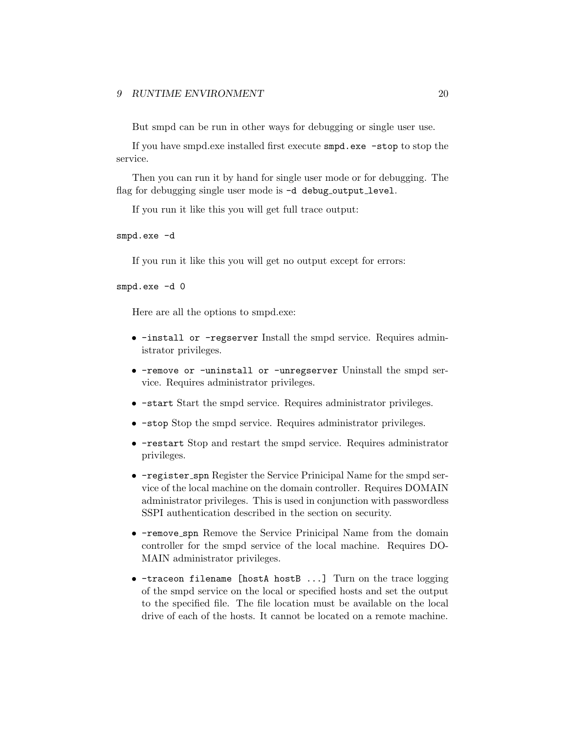But smpd can be run in other ways for debugging or single user use.

If you have smpd.exe installed first execute `smpd.exe -stop` to stop the service.

Then you can run it by hand for single user mode or for debugging. The flag for debugging single user mode is `-d debug_output_level`.

If you run it like this you will get full trace output:

```
smpd.exe -d
```

If you run it like this you will get no output except for errors:

```
smpd.exe -d 0
```

Here are all the options to smpd.exe:

- `-install or -regserver` Install the smpd service. Requires administrator privileges.
- `-remove or -uninstall or -unregserver` Uninstall the smpd service. Requires administrator privileges.
- `-start` Start the smpd service. Requires administrator privileges.
- `-stop` Stop the smpd service. Requires administrator privileges.
- `-restart` Stop and restart the smpd service. Requires administrator privileges.
- `-register_spn` Register the Service Prinicipal Name for the smpd service of the local machine on the domain controller. Requires DOMAIN administrator privileges. This is used in conjunction with passwordless SSPI authentication described in the section on security.
- `-remove_spn` Remove the Service Prinicipal Name from the domain controller for the smpd service of the local machine. Requires DOMAIN administrator privileges.
- `-traceon filename [hostA hostB ...]` Turn on the trace logging of the smpd service on the local or specified hosts and set the output to the specified file. The file location must be available on the local drive of each of the hosts. It cannot be located on a remote machine.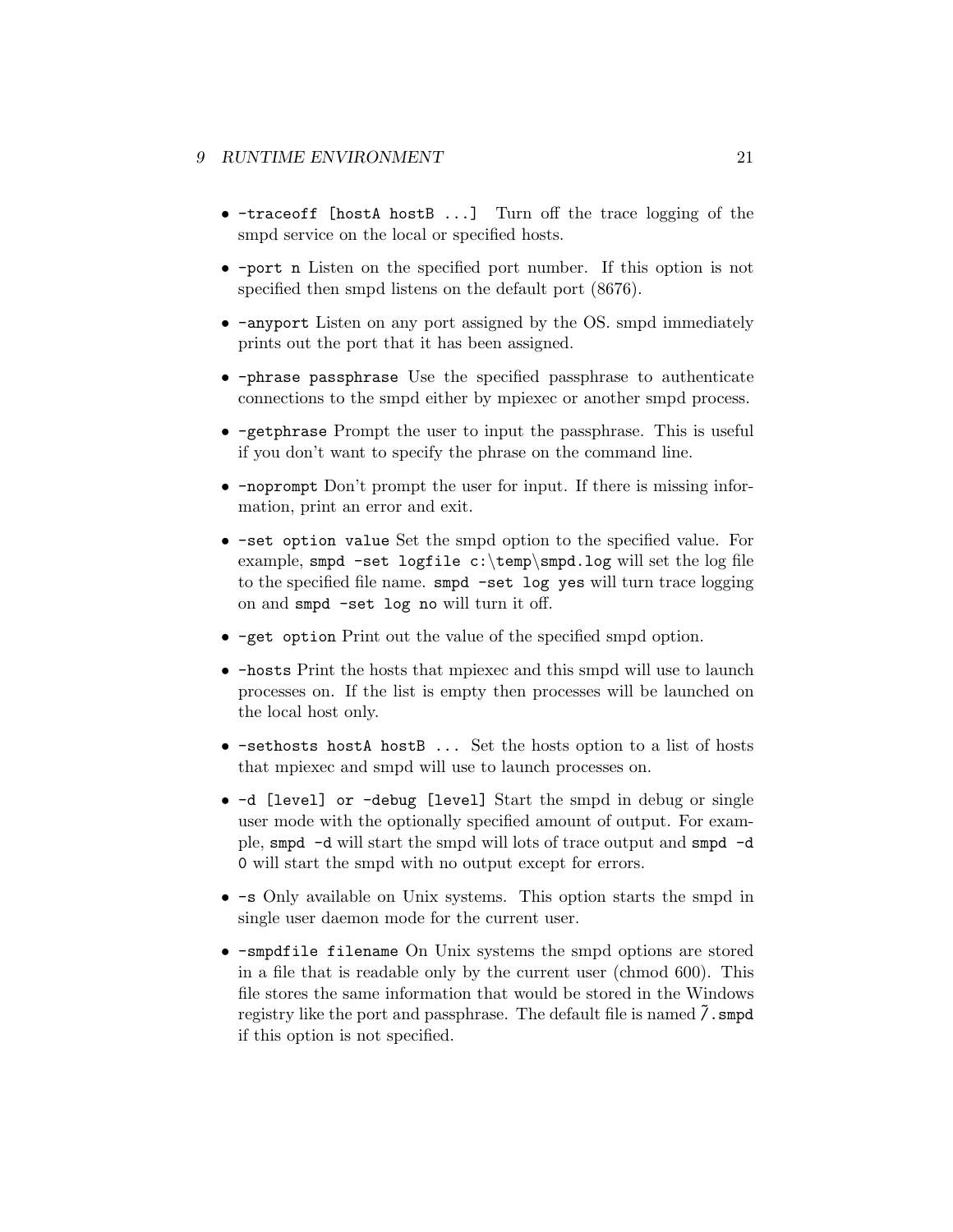- `-traceoff [hostA hostB ...]` Turn off the trace logging of the smpd service on the local or specified hosts.
- `-port n` Listen on the specified port number. If this option is not specified then smpd listens on the default port (8676).
- `-anyport` Listen on any port assigned by the OS. smpd immediately prints out the port that it has been assigned.
- `-phrase passphrase` Use the specified passphrase to authenticate connections to the smpd either by mpiexec or another smpd process.
- `-getphrase` Prompt the user to input the passphrase. This is useful if you don't want to specify the phrase on the command line.
- `-noprompt` Don't prompt the user for input. If there is missing information, print an error and exit.
- `-set option value` Set the smpd option to the specified value. For example, `smpd -set logfile c:\temp\smpd.log` will set the log file to the specified file name. `smpd -set log yes` will turn trace logging on and `smpd -set log no` will turn it off.
- `-get option` Print out the value of the specified smpd option.
- `-hosts` Print the hosts that mpiexec and this smpd will use to launch processes on. If the list is empty then processes will be launched on the local host only.
- `-sethosts hostA hostB ...` Set the hosts option to a list of hosts that mpiexec and smpd will use to launch processes on.
- `-d [level] or -debug [level]` Start the smpd in debug or single user mode with the optionally specified amount of output. For example, `smpd -d` will start the smpd will lots of trace output and `smpd -d 0` will start the smpd with no output except for errors.
- `-s` Only available on Unix systems. This option starts the smpd in single user daemon mode for the current user.
- `-smpdfile filename` On Unix systems the smpd options are stored in a file that is readable only by the current user (chmod 600). This file stores the same information that would be stored in the Windows registry like the port and passphrase. The default file is named ~/`.smpd` if this option is not specified.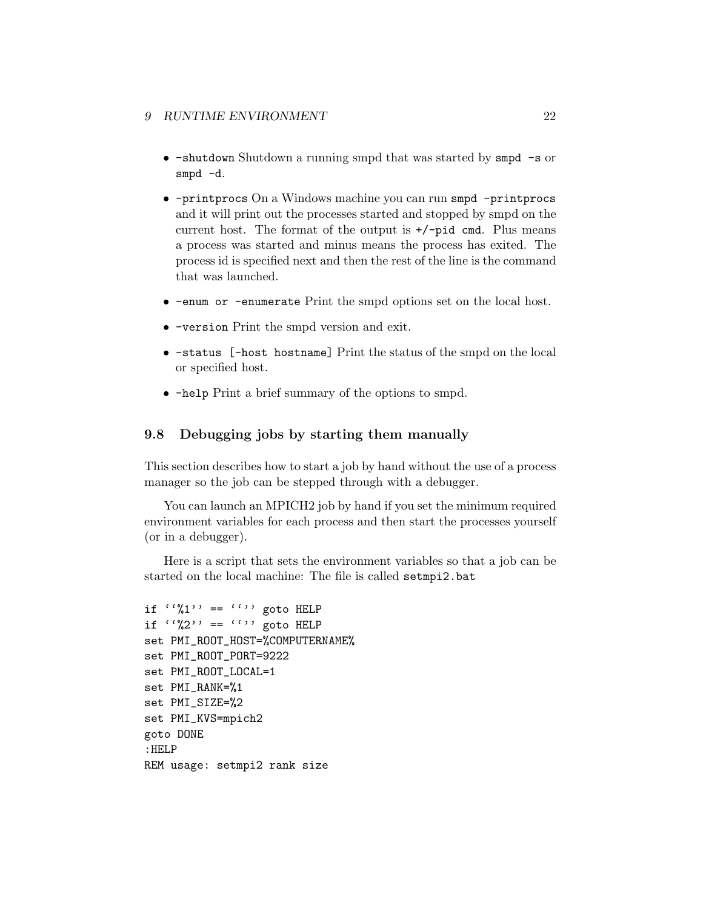- `-shutdown` Shutdown a running smpd that was started by `smpd -s` or `smpd -d`.
- `-printprocs` On a Windows machine you can run `smpd -printprocs` and it will print out the processes started and stopped by smpd on the current host. The format of the output is `+/-pid cmd`. Plus means a process was started and minus means the process has exited. The process id is specified next and then the rest of the line is the command that was launched.
- `-enum or -enumerate` Print the smpd options set on the local host.
- `-version` Print the smpd version and exit.
- `-status [-host hostname]` Print the status of the smpd on the local or specified host.
- `-help` Print a brief summary of the options to smpd.

## 9.8 Debugging jobs by starting them manually

This section describes how to start a job by hand without the use of a process manager so the job can be stepped through with a debugger.

You can launch an MPICH2 job by hand if you set the minimum required environment variables for each process and then start the processes yourself (or in a debugger).

Here is a script that sets the environment variables so that a job can be started on the local machine: The file is called `setmpi2.bat`

```
if ''%1'' == '''' goto HELP
if ''%2'' == '''' goto HELP
set PMI_ROOT_HOST=%COMPUTERNAME%
set PMI_ROOT_PORT=9222
set PMI_ROOT_LOCAL=1
set PMI_RANK=%1
set PMI_SIZE=%2
set PMI_KVS=mpich2
goto DONE
:HELP
REM usage: setmpi2 rank size
```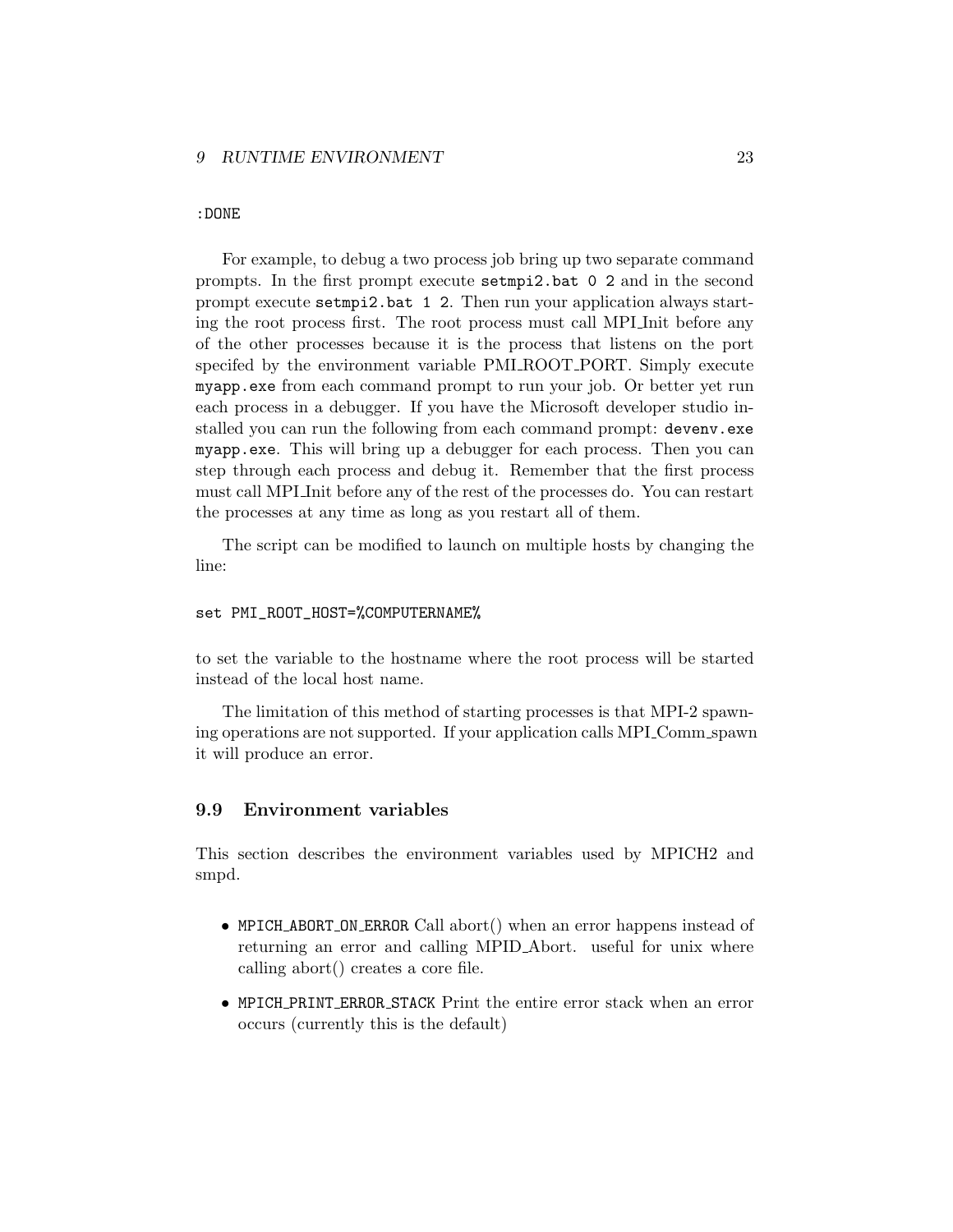```
:DONE
```

For example, to debug a two process job bring up two separate command prompts. In the first prompt execute `setmpi2.bat 0 2` and in the second prompt execute `setmpi2.bat 1 2`. Then run your application always starting the root process first. The root process must call MPI_Init before any of the other processes because it is the process that listens on the port specifed by the environment variable PMI_ROOT_PORT. Simply execute `myapp.exe` from each command prompt to run your job. Or better yet run each process in a debugger. If you have the Microsoft developer studio installed you can run the following from each command prompt: `devenv.exe myapp.exe`. This will bring up a debugger for each process. Then you can step through each process and debug it. Remember that the first process must call MPI_Init before any of the rest of the processes do. You can restart the processes at any time as long as you restart all of them.

The script can be modified to launch on multiple hosts by changing the line:

```
set PMI_ROOT_HOST=%COMPUTERNAME%
```

to set the variable to the hostname where the root process will be started instead of the local host name.

The limitation of this method of starting processes is that MPI-2 spawning operations are not supported. If your application calls MPI_Comm_spawn it will produce an error.

## 9.9 Environment variables

This section describes the environment variables used by MPICH2 and smpd.

- `MPICH_ABORT_ON_ERROR` Call abort() when an error happens instead of returning an error and calling MPID_Abort. useful for unix where calling abort() creates a core file.
- `MPICH_PRINT_ERROR_STACK` Print the entire error stack when an error occurs (currently this is the default)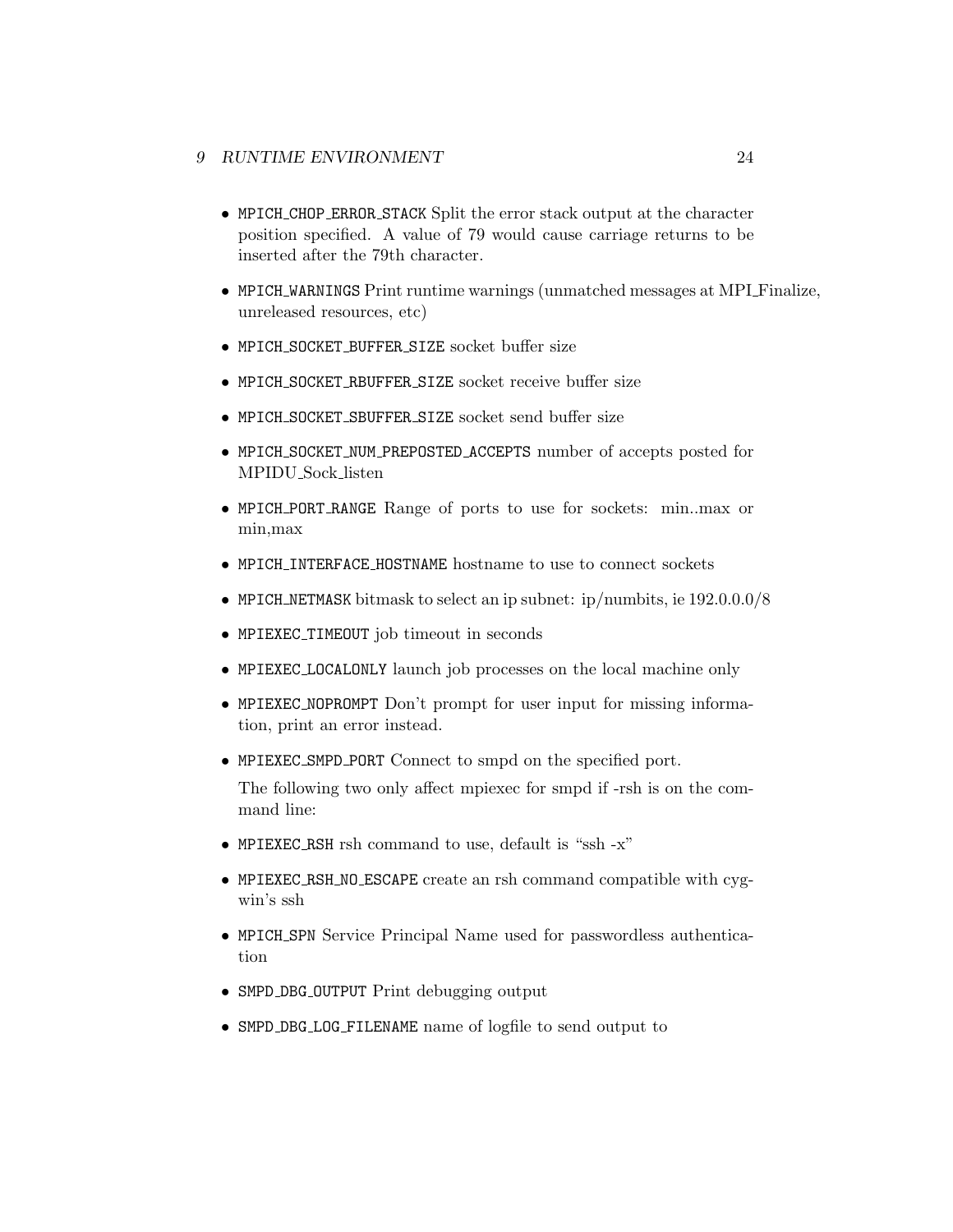- `MPICH_CHOP_ERROR_STACK` Split the error stack output at the character position specified. A value of 79 would cause carriage returns to be inserted after the 79th character.
- `MPICH_WARNINGS` Print runtime warnings (unmatched messages at MPI_Finalize, unreleased resources, etc)
- `MPICH_SOCKET_BUFFER_SIZE` socket buffer size
- `MPICH_SOCKET_RBUFFER_SIZE` socket receive buffer size
- `MPICH_SOCKET_SBUFFER_SIZE` socket send buffer size
- `MPICH_SOCKET_NUM_PREPOSTED_ACCEPTS` number of accepts posted for MPIDU_Sock_listen
- `MPICH_PORT_RANGE` Range of ports to use for sockets: min..max or min,max
- `MPICH_INTERFACE_HOSTNAME` hostname to use to connect sockets
- `MPICH_NETMASK` bitmask to select an ip subnet: ip/numbits, ie 192.0.0.0/8
- `MPIEXEC_TIMEOUT` job timeout in seconds
- `MPIEXEC_LOCALONLY` launch job processes on the local machine only
- `MPIEXEC_NOPROMPT` Don't prompt for user input for missing information, print an error instead.
- `MPIEXEC_SMPD_PORT` Connect to smpd on the specified port.

  The following two only affect mpiexec for smpd if -rsh is on the command line:
- `MPIEXEC_RSH` rsh command to use, default is "ssh -x"
- `MPIEXEC_RSH_NO_ESCAPE` create an rsh command compatible with cygwin's ssh
- `MPICH_SPN` Service Principal Name used for passwordless authentication
- `SMPD_DBG_OUTPUT` Print debugging output
- `SMPD_DBG_LOG_FILENAME` name of logfile to send output to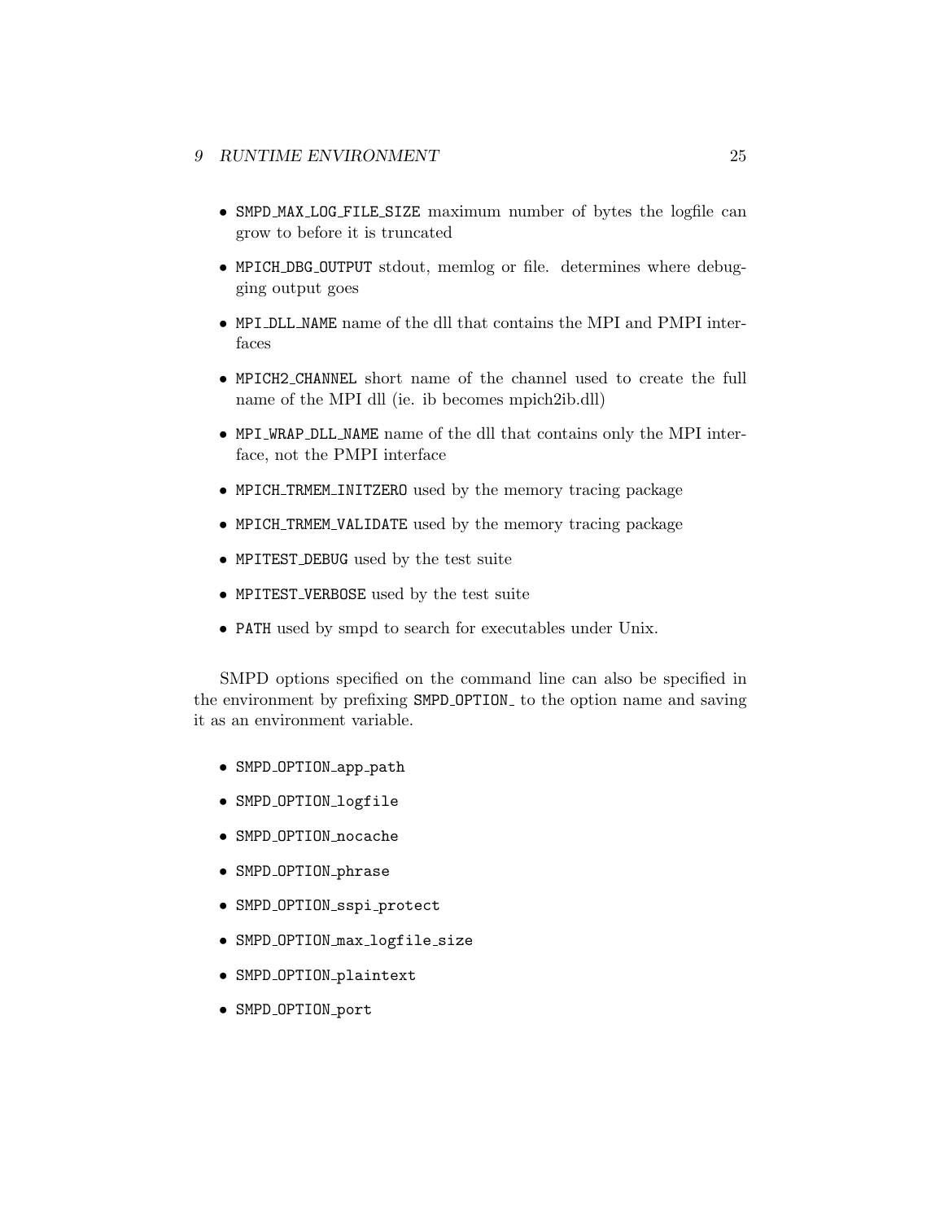- `SMPD_MAX_LOG_FILE_SIZE` maximum number of bytes the logfile can grow to before it is truncated
- `MPICH_DBG_OUTPUT` stdout, memlog or file. determines where debugging output goes
- `MPI_DLL_NAME` name of the dll that contains the MPI and PMPI interfaces
- `MPICH2_CHANNEL` short name of the channel used to create the full name of the MPI dll (ie. ib becomes mpich2ib.dll)
- `MPI_WRAP_DLL_NAME` name of the dll that contains only the MPI interface, not the PMPI interface
- `MPICH_TRMEM_INITZERO` used by the memory tracing package
- `MPICH_TRMEM_VALIDATE` used by the memory tracing package
- `MPITEST_DEBUG` used by the test suite
- `MPITEST_VERBOSE` used by the test suite
- `PATH` used by smpd to search for executables under Unix.

SMPD options specified on the command line can also be specified in the environment by prefixing `SMPD_OPTION_` to the option name and saving it as an environment variable.

- `SMPD_OPTION_app_path`
- `SMPD_OPTION_logfile`
- `SMPD_OPTION_nocache`
- `SMPD_OPTION_phrase`
- `SMPD_OPTION_sspi_protect`
- `SMPD_OPTION_max_logfile_size`
- `SMPD_OPTION_plaintext`
- `SMPD_OPTION_port`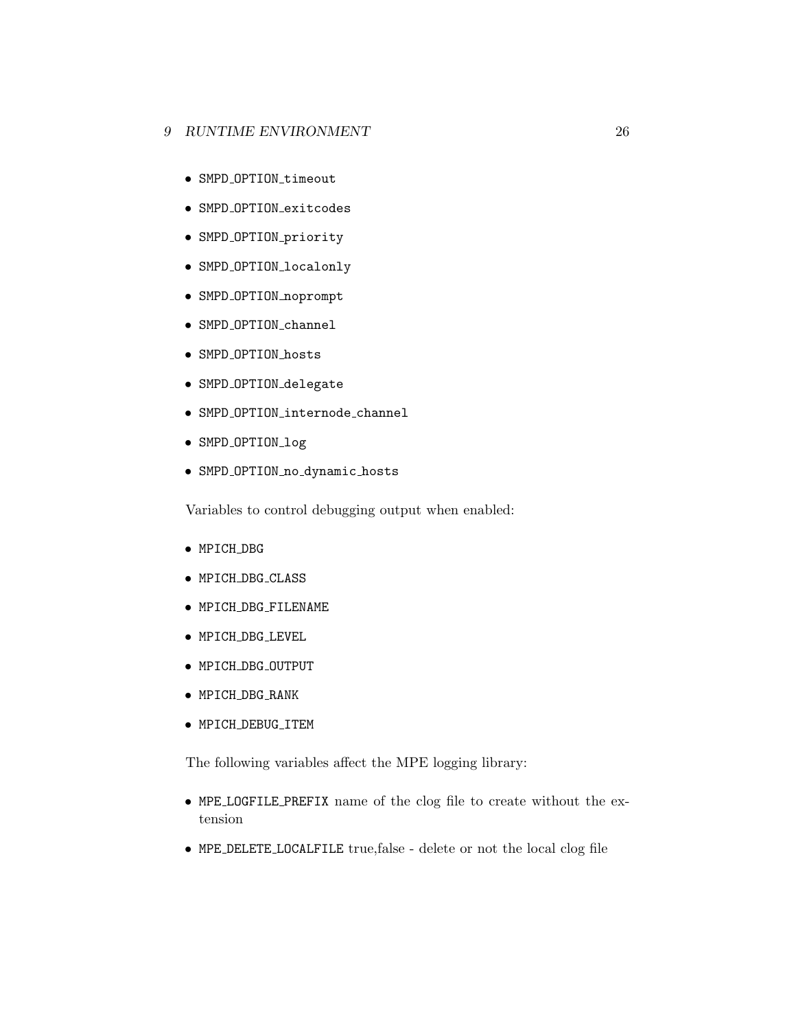- `SMPD_OPTION_timeout`
- `SMPD_OPTION_exitcodes`
- `SMPD_OPTION_priority`
- `SMPD_OPTION_localonly`
- `SMPD_OPTION_noprompt`
- `SMPD_OPTION_channel`
- `SMPD_OPTION_hosts`
- `SMPD_OPTION_delegate`
- `SMPD_OPTION_internode_channel`
- `SMPD_OPTION_log`
- `SMPD_OPTION_no_dynamic_hosts`

Variables to control debugging output when enabled:

- `MPICH_DBG`
- `MPICH_DBG_CLASS`
- `MPICH_DBG_FILENAME`
- `MPICH_DBG_LEVEL`
- `MPICH_DBG_OUTPUT`
- `MPICH_DBG_RANK`
- `MPICH_DEBUG_ITEM`

The following variables affect the MPE logging library:

- `MPE_LOGFILE_PREFIX` name of the clog file to create without the extension
- `MPE_DELETE_LOCALFILE` true,false - delete or not the local clog file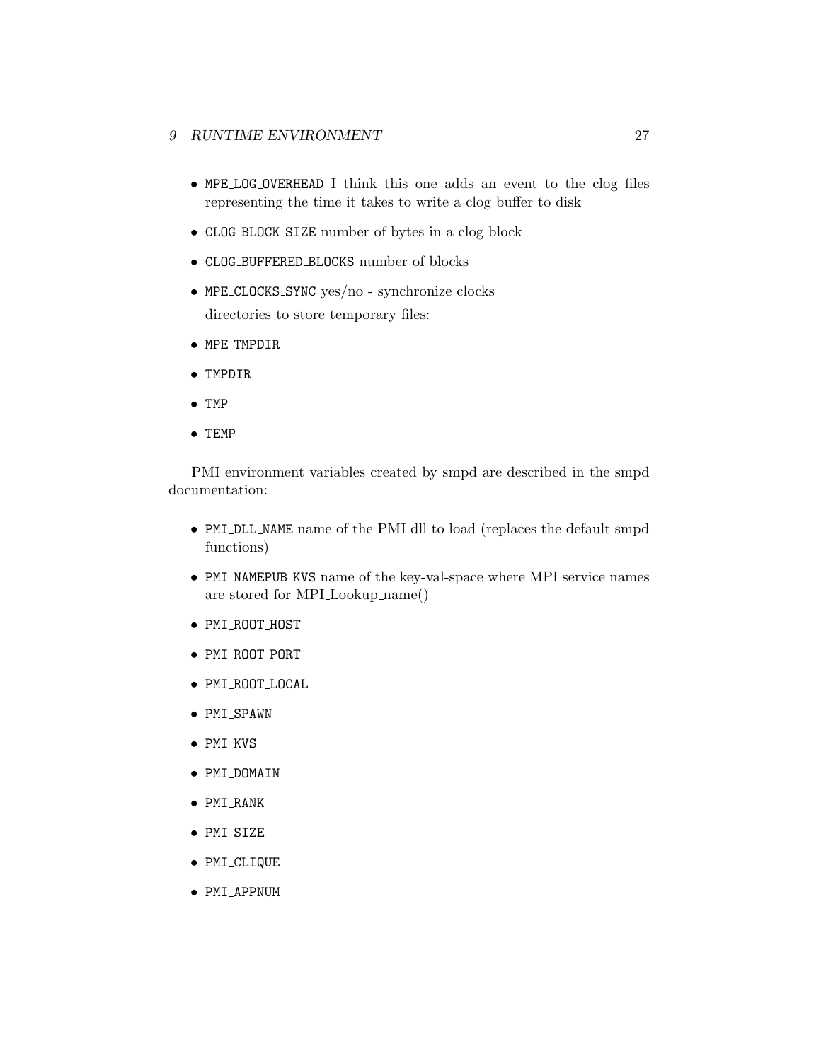- `MPE_LOG_OVERHEAD` I think this one adds an event to the clog files representing the time it takes to write a clog buffer to disk
- `CLOG_BLOCK_SIZE` number of bytes in a clog block
- `CLOG_BUFFERED_BLOCKS` number of blocks
- `MPE_CLOCKS_SYNC` yes/no - synchronize clocks

  directories to store temporary files:

- `MPE_TMPDIR`
- `TMPDIR`
- `TMP`
- `TEMP`

PMI environment variables created by smpd are described in the smpd documentation:

- `PMI_DLL_NAME` name of the PMI dll to load (replaces the default smpd functions)
- `PMI_NAMEPUB_KVS` name of the key-val-space where MPI service names are stored for MPI_Lookup_name()
- `PMI_ROOT_HOST`
- `PMI_ROOT_PORT`
- `PMI_ROOT_LOCAL`
- `PMI_SPAWN`
- `PMI_KVS`
- `PMI_DOMAIN`
- `PMI_RANK`
- `PMI_SIZE`
- `PMI_CLIQUE`
- `PMI_APPNUM`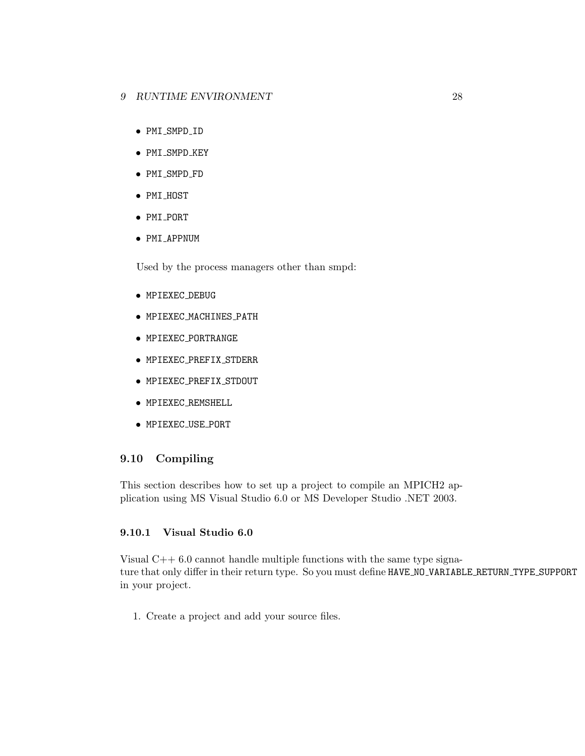- `PMI_SMPD_ID`
- `PMI_SMPD_KEY`
- `PMI_SMPD_FD`
- `PMI_HOST`
- `PMI_PORT`
- `PMI_APPNUM`

Used by the process managers other than smpd:

- `MPIEXEC_DEBUG`
- `MPIEXEC_MACHINES_PATH`
- `MPIEXEC_PORTRANGE`
- `MPIEXEC_PREFIX_STDERR`
- `MPIEXEC_PREFIX_STDOUT`
- `MPIEXEC_REMSHELL`
- `MPIEXEC_USE_PORT`

## 9.10 Compiling

This section describes how to set up a project to compile an MPICH2 application using MS Visual Studio 6.0 or MS Developer Studio .NET 2003.

### 9.10.1 Visual Studio 6.0

Visual C++ 6.0 cannot handle multiple functions with the same type signature that only differ in their return type. So you must define `HAVE_NO_VARIABLE_RETURN_TYPE_SUPPORT` in your project.

1. Create a project and add your source files.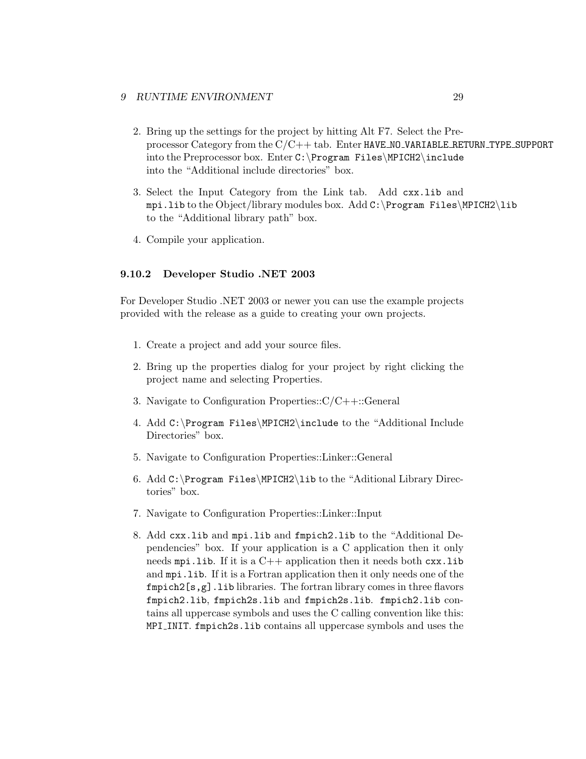2. Bring up the settings for the project by hitting Alt F7. Select the Preprocessor Category from the C/C++ tab. Enter `HAVE_NO_VARIABLE_RETURN_TYPE_SUPPORT` into the Preprocessor box. Enter `C:\Program Files\MPICH2\include` into the "Additional include directories" box.

3. Select the Input Category from the Link tab. Add `cxx.lib` and `mpi.lib` to the Object/library modules box. Add `C:\Program Files\MPICH2\lib` to the "Additional library path" box.

4. Compile your application.

### 9.10.2 Developer Studio .NET 2003

For Developer Studio .NET 2003 or newer you can use the example projects provided with the release as a guide to creating your own projects.

1. Create a project and add your source files.

2. Bring up the properties dialog for your project by right clicking the project name and selecting Properties.

3. Navigate to Configuration Properties::C/C++::General

4. Add `C:\Program Files\MPICH2\include` to the "Additional Include Directories" box.

5. Navigate to Configuration Properties::Linker::General

6. Add `C:\Program Files\MPICH2\lib` to the "Aditional Library Directories" box.

7. Navigate to Configuration Properties::Linker::Input

8. Add `cxx.lib` and `mpi.lib` and `fmpich2.lib` to the "Additional Dependencies" box. If your application is a C application then it only needs `mpi.lib`. If it is a C++ application then it needs both `cxx.lib` and `mpi.lib`. If it is a Fortran application then it only needs one of the `fmpich2[s,g].lib` libraries. The fortran library comes in three flavors `fmpich2.lib`, `fmpich2s.lib` and `fmpich2s.lib`. `fmpich2.lib` contains all uppercase symbols and uses the C calling convention like this: `MPI_INIT`. `fmpich2s.lib` contains all uppercase symbols and uses the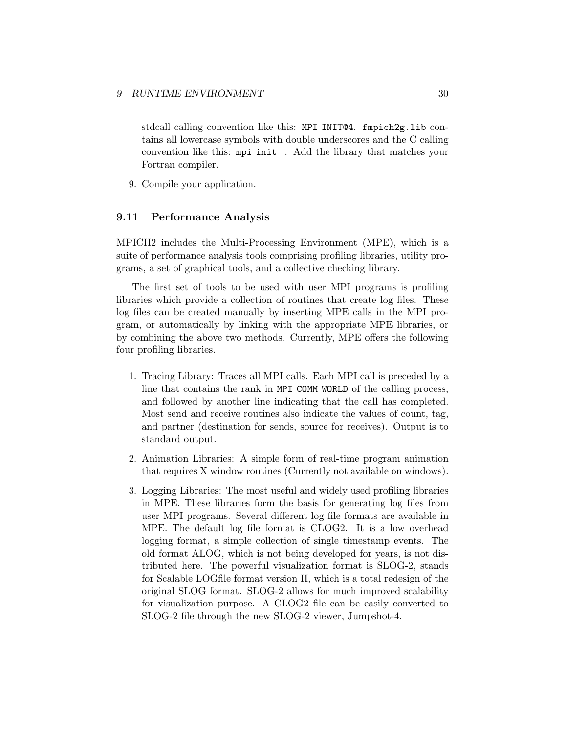stdcall calling convention like this: `MPI_INIT@4`. `fmpich2g.lib` contains all lowercase symbols with double underscores and the C calling convention like this: `mpi_init__`. Add the library that matches your Fortran compiler.

9. Compile your application.

### 9.11 Performance Analysis

MPICH2 includes the Multi-Processing Environment (MPE), which is a suite of performance analysis tools comprising profiling libraries, utility programs, a set of graphical tools, and a collective checking library.

The first set of tools to be used with user MPI programs is profiling libraries which provide a collection of routines that create log files. These log files can be created manually by inserting MPE calls in the MPI program, or automatically by linking with the appropriate MPE libraries, or by combining the above two methods. Currently, MPE offers the following four profiling libraries.

1. Tracing Library: Traces all MPI calls. Each MPI call is preceded by a line that contains the rank in `MPI_COMM_WORLD` of the calling process, and followed by another line indicating that the call has completed. Most send and receive routines also indicate the values of count, tag, and partner (destination for sends, source for receives). Output is to standard output.

2. Animation Libraries: A simple form of real-time program animation that requires X window routines (Currently not available on windows).

3. Logging Libraries: The most useful and widely used profiling libraries in MPE. These libraries form the basis for generating log files from user MPI programs. Several different log file formats are available in MPE. The default log file format is CLOG2. It is a low overhead logging format, a simple collection of single timestamp events. The old format ALOG, which is not being developed for years, is not distributed here. The powerful visualization format is SLOG-2, stands for Scalable LOGfile format version II, which is a total redesign of the original SLOG format. SLOG-2 allows for much improved scalability for visualization purpose. A CLOG2 file can be easily converted to SLOG-2 file through the new SLOG-2 viewer, Jumpshot-4.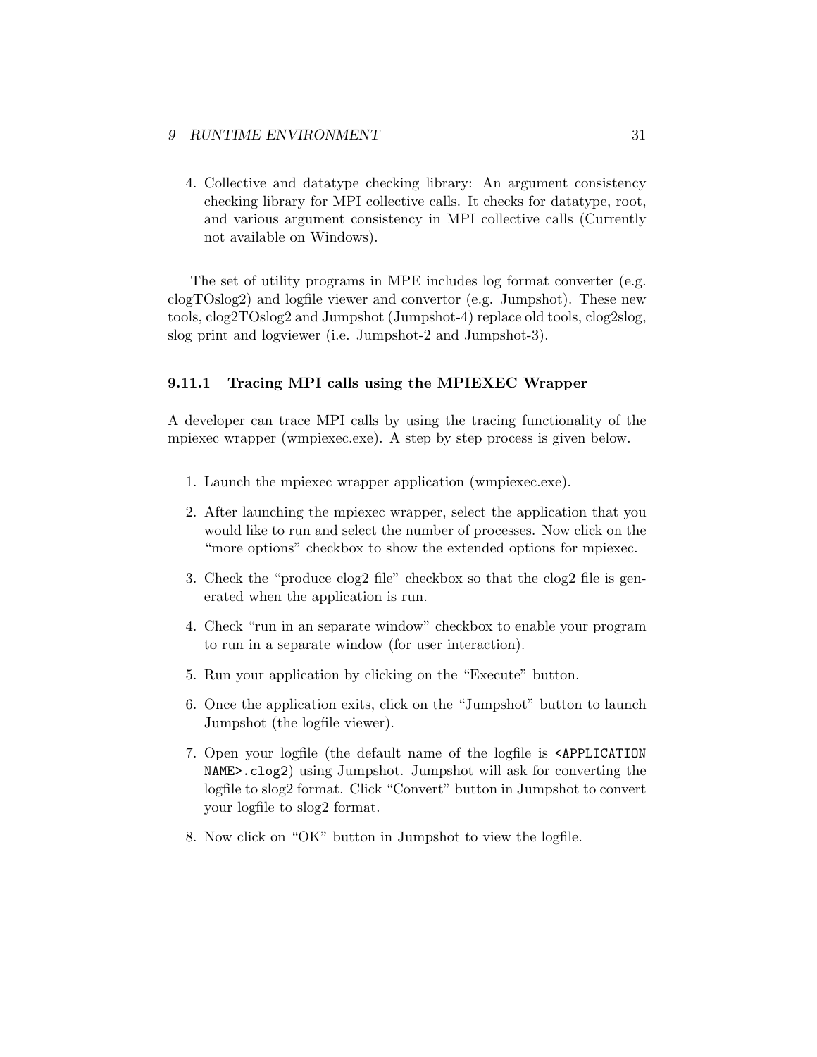4. Collective and datatype checking library: An argument consistency checking library for MPI collective calls. It checks for datatype, root, and various argument consistency in MPI collective calls (Currently not available on Windows).

The set of utility programs in MPE includes log format converter (e.g. clogTOslog2) and logfile viewer and convertor (e.g. Jumpshot). These new tools, clog2TOslog2 and Jumpshot (Jumpshot-4) replace old tools, clog2slog, slog_print and logviewer (i.e. Jumpshot-2 and Jumpshot-3).

### 9.11.1 Tracing MPI calls using the MPIEXEC Wrapper

A developer can trace MPI calls by using the tracing functionality of the mpiexec wrapper (wmpiexec.exe). A step by step process is given below.

1. Launch the mpiexec wrapper application (wmpiexec.exe).
2. After launching the mpiexec wrapper, select the application that you would like to run and select the number of processes. Now click on the "more options" checkbox to show the extended options for mpiexec.
3. Check the "produce clog2 file" checkbox so that the clog2 file is generated when the application is run.
4. Check "run in an separate window" checkbox to enable your program to run in a separate window (for user interaction).
5. Run your application by clicking on the "Execute" button.
6. Once the application exits, click on the "Jumpshot" button to launch Jumpshot (the logfile viewer).
7. Open your logfile (the default name of the logfile is `<APPLICATION NAME>.clog2`) using Jumpshot. Jumpshot will ask for converting the logfile to slog2 format. Click "Convert" button in Jumpshot to convert your logfile to slog2 format.
8. Now click on "OK" button in Jumpshot to view the logfile.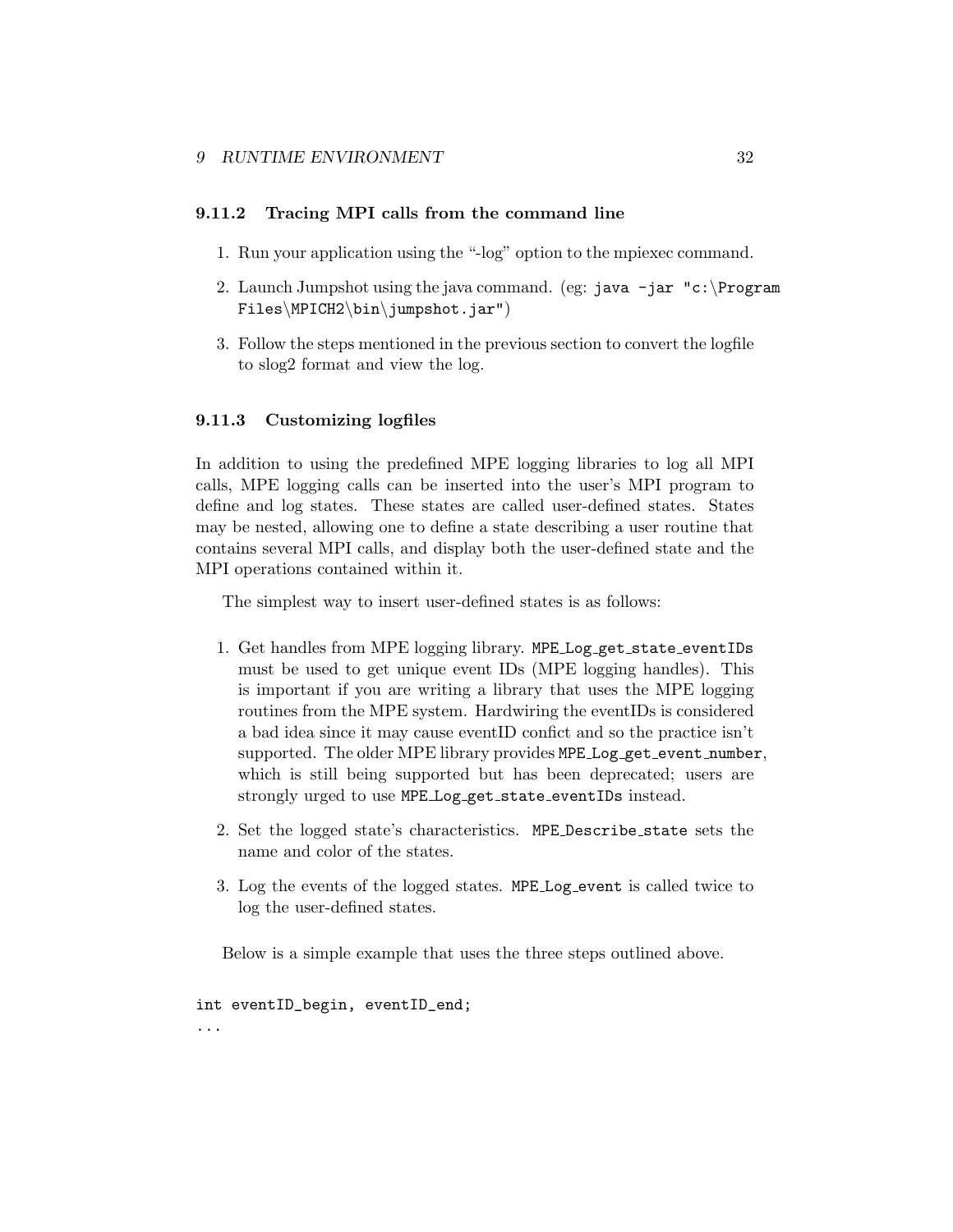### 9.11.2 Tracing MPI calls from the command line

1. Run your application using the "-log" option to the mpiexec command.

2. Launch Jumpshot using the java command. (eg: `java -jar "c:\Program Files\MPICH2\bin\jumpshot.jar"`)

3. Follow the steps mentioned in the previous section to convert the logfile to slog2 format and view the log.

### 9.11.3 Customizing logfiles

In addition to using the predefined MPE logging libraries to log all MPI calls, MPE logging calls can be inserted into the user's MPI program to define and log states. These states are called user-defined states. States may be nested, allowing one to define a state describing a user routine that contains several MPI calls, and display both the user-defined state and the MPI operations contained within it.

The simplest way to insert user-defined states is as follows:

1. Get handles from MPE logging library. `MPE_Log_get_state_eventIDs` must be used to get unique event IDs (MPE logging handles). This is important if you are writing a library that uses the MPE logging routines from the MPE system. Hardwiring the eventIDs is considered a bad idea since it may cause eventID confict and so the practice isn't supported. The older MPE library provides `MPE_Log_get_event_number`, which is still being supported but has been deprecated; users are strongly urged to use `MPE_Log_get_state_eventIDs` instead.

2. Set the logged state's characteristics. `MPE_Describe_state` sets the name and color of the states.

3. Log the events of the logged states. `MPE_Log_event` is called twice to log the user-defined states.

Below is a simple example that uses the three steps outlined above.

```
int eventID_begin, eventID_end;
...
```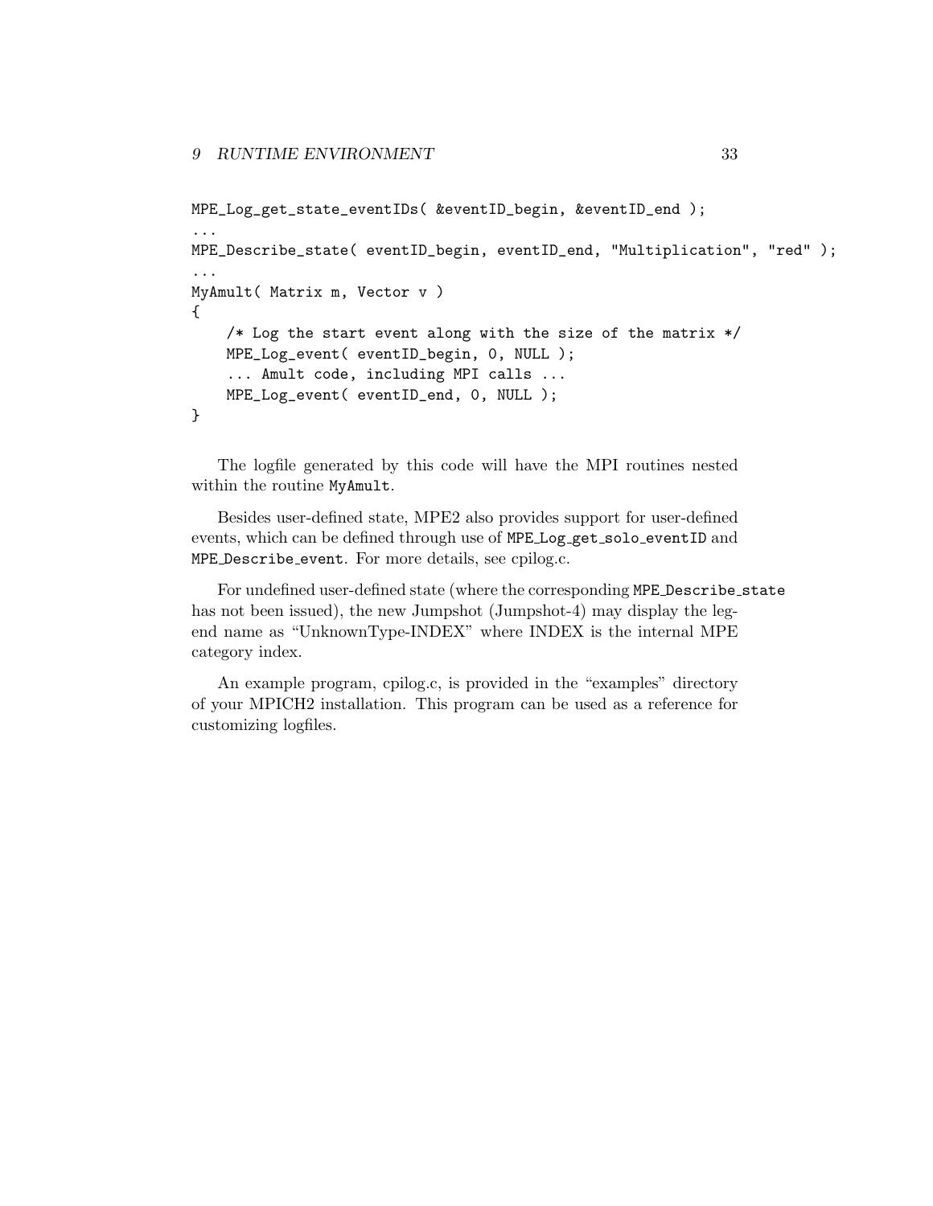```
MPE_Log_get_state_eventIDs( &eventID_begin, &eventID_end );
...
MPE_Describe_state( eventID_begin, eventID_end, "Multiplication", "red" );
...
MyAmult( Matrix m, Vector v )
{
    /* Log the start event along with the size of the matrix */
    MPE_Log_event( eventID_begin, 0, NULL );
    ... Amult code, including MPI calls ...
    MPE_Log_event( eventID_end, 0, NULL );
}
```

The logfile generated by this code will have the MPI routines nested within the routine `MyAmult`.

Besides user-defined state, MPE2 also provides support for user-defined events, which can be defined through use of `MPE_Log_get_solo_eventID` and `MPE_Describe_event`. For more details, see cpilog.c.

For undefined user-defined state (where the corresponding `MPE_Describe_state` has not been issued), the new Jumpshot (Jumpshot-4) may display the legend name as "UnknownType-INDEX" where INDEX is the internal MPE category index.

An example program, cpilog.c, is provided in the "examples" directory of your MPICH2 installation. This program can be used as a reference for customizing logfiles.